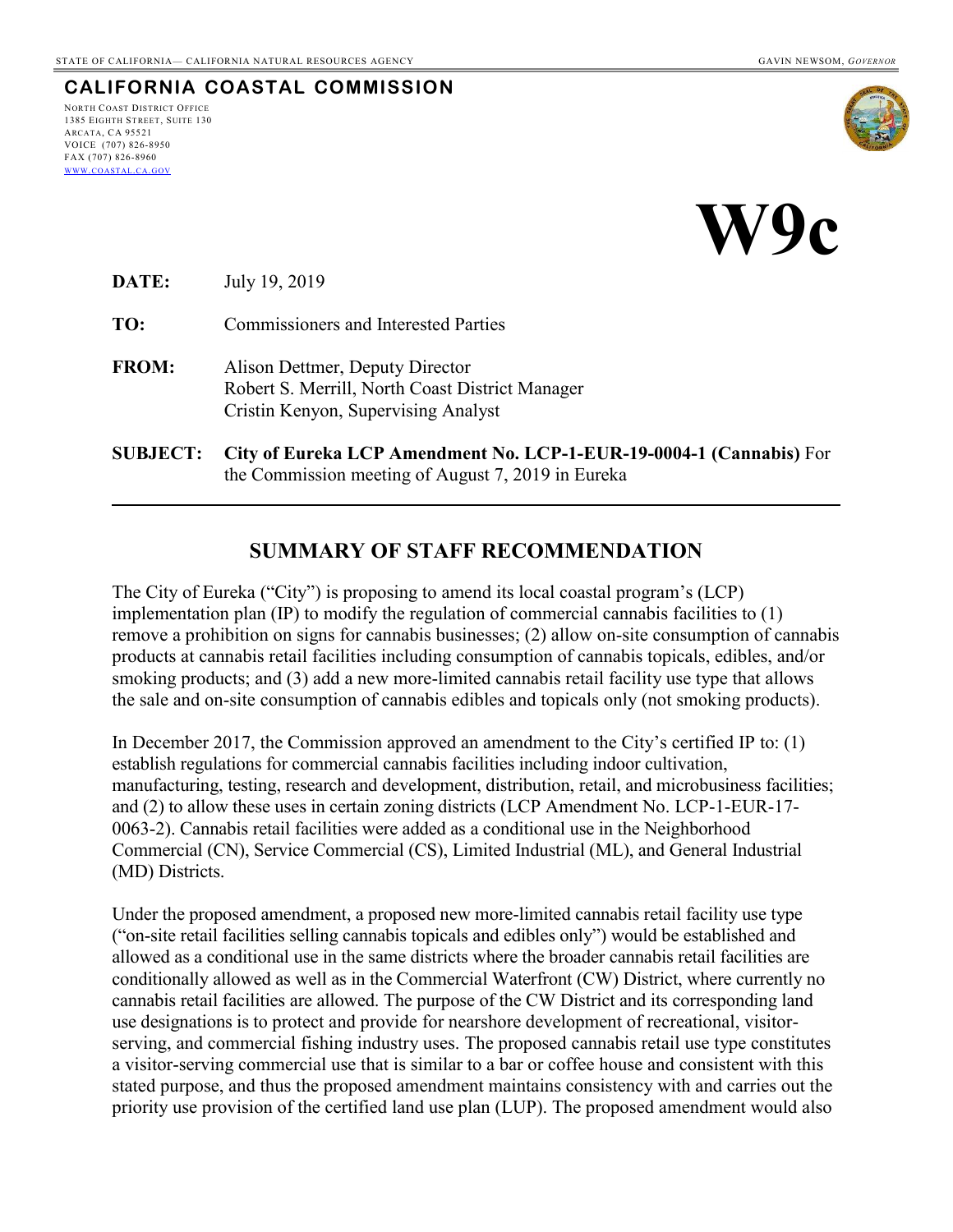STATE OF CALIFORNIA— CALIFORNIA NATURAL RESOURCES AGENCY GAVIN NEWSOM, *GOVERNOR*

**CALIFORNIA COASTAL COMMISSION**

NORTH COAST DISTRICT OFFICE
1385 EIGHTH STREET, SUITE 130
ARCATA, CA 95521
VOICE (707) 826-8950
FAX (707) 826-8960
WWW.COASTAL.CA.GOV

# W9c

**DATE:** July 19, 2019

**TO:** Commissioners and Interested Parties

**FROM:** Alison Dettmer, Deputy Director
Robert S. Merrill, North Coast District Manager
Cristin Kenyon, Supervising Analyst

**SUBJECT:** **City of Eureka LCP Amendment No. LCP-1-EUR-19-0004-1 (Cannabis)** For the Commission meeting of August 7, 2019 in Eureka

## SUMMARY OF STAFF RECOMMENDATION

The City of Eureka ("City") is proposing to amend its local coastal program's (LCP) implementation plan (IP) to modify the regulation of commercial cannabis facilities to (1) remove a prohibition on signs for cannabis businesses; (2) allow on-site consumption of cannabis products at cannabis retail facilities including consumption of cannabis topicals, edibles, and/or smoking products; and (3) add a new more-limited cannabis retail facility use type that allows the sale and on-site consumption of cannabis edibles and topicals only (not smoking products).

In December 2017, the Commission approved an amendment to the City's certified IP to: (1) establish regulations for commercial cannabis facilities including indoor cultivation, manufacturing, testing, research and development, distribution, retail, and microbusiness facilities; and (2) to allow these uses in certain zoning districts (LCP Amendment No. LCP-1-EUR-17-0063-2). Cannabis retail facilities were added as a conditional use in the Neighborhood Commercial (CN), Service Commercial (CS), Limited Industrial (ML), and General Industrial (MD) Districts.

Under the proposed amendment, a proposed new more-limited cannabis retail facility use type ("on-site retail facilities selling cannabis topicals and edibles only") would be established and allowed as a conditional use in the same districts where the broader cannabis retail facilities are conditionally allowed as well as in the Commercial Waterfront (CW) District, where currently no cannabis retail facilities are allowed. The purpose of the CW District and its corresponding land use designations is to protect and provide for nearshore development of recreational, visitor-serving, and commercial fishing industry uses. The proposed cannabis retail use type constitutes a visitor-serving commercial use that is similar to a bar or coffee house and consistent with this stated purpose, and thus the proposed amendment maintains consistency with and carries out the priority use provision of the certified land use plan (LUP). The proposed amendment would also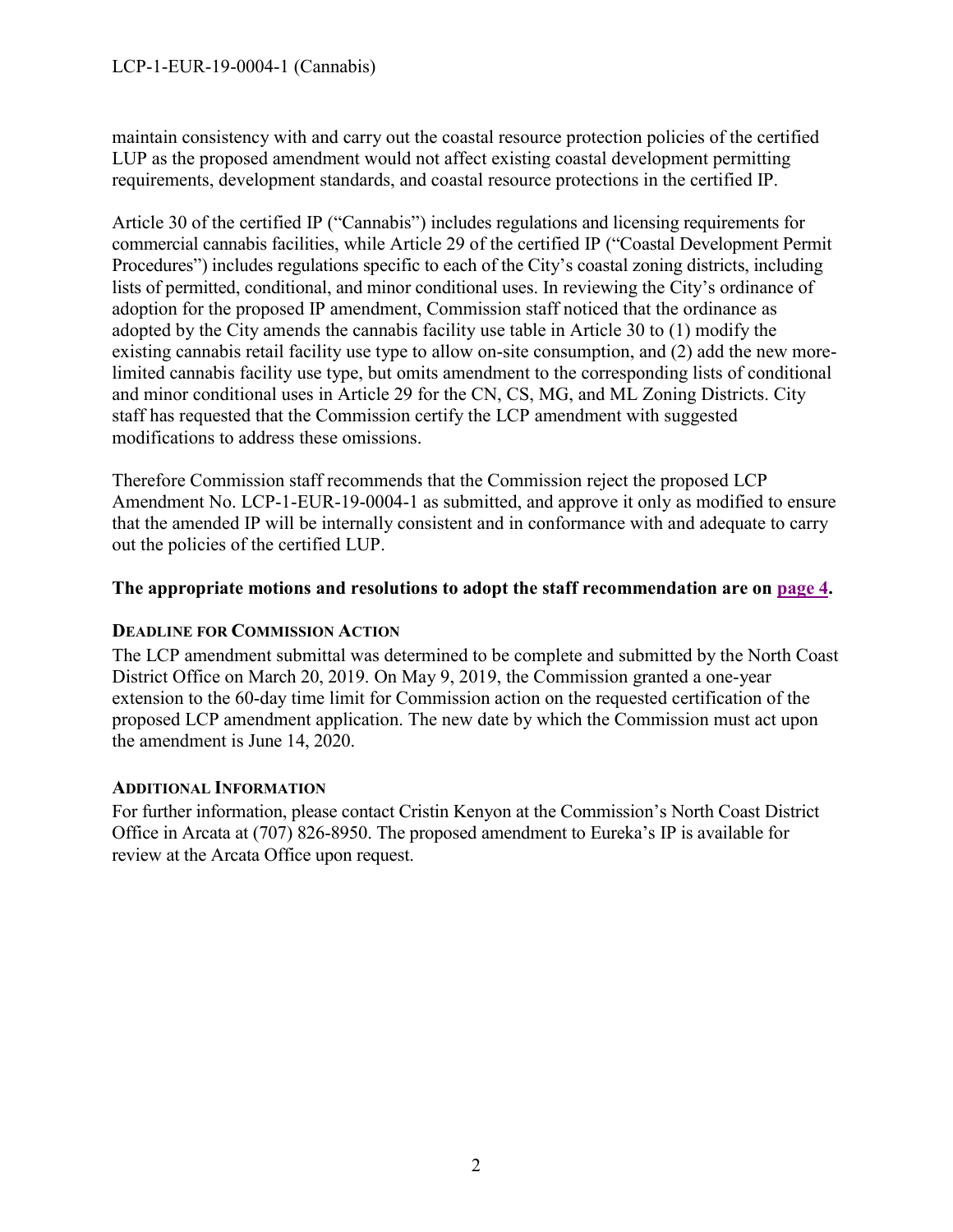maintain consistency with and carry out the coastal resource protection policies of the certified LUP as the proposed amendment would not affect existing coastal development permitting requirements, development standards, and coastal resource protections in the certified IP.

Article 30 of the certified IP ("Cannabis") includes regulations and licensing requirements for commercial cannabis facilities, while Article 29 of the certified IP ("Coastal Development Permit Procedures") includes regulations specific to each of the City's coastal zoning districts, including lists of permitted, conditional, and minor conditional uses. In reviewing the City's ordinance of adoption for the proposed IP amendment, Commission staff noticed that the ordinance as adopted by the City amends the cannabis facility use table in Article 30 to (1) modify the existing cannabis retail facility use type to allow on-site consumption, and (2) add the new more-limited cannabis facility use type, but omits amendment to the corresponding lists of conditional and minor conditional uses in Article 29 for the CN, CS, MG, and ML Zoning Districts. City staff has requested that the Commission certify the LCP amendment with suggested modifications to address these omissions.

Therefore Commission staff recommends that the Commission reject the proposed LCP Amendment No. LCP-1-EUR-19-0004-1 as submitted, and approve it only as modified to ensure that the amended IP will be internally consistent and in conformance with and adequate to carry out the policies of the certified LUP.

**The appropriate motions and resolutions to adopt the staff recommendation are on page 4.**

### DEADLINE FOR COMMISSION ACTION

The LCP amendment submittal was determined to be complete and submitted by the North Coast District Office on March 20, 2019. On May 9, 2019, the Commission granted a one-year extension to the 60-day time limit for Commission action on the requested certification of the proposed LCP amendment application. The new date by which the Commission must act upon the amendment is June 14, 2020.

### ADDITIONAL INFORMATION

For further information, please contact Cristin Kenyon at the Commission's North Coast District Office in Arcata at (707) 826-8950. The proposed amendment to Eureka's IP is available for review at the Arcata Office upon request.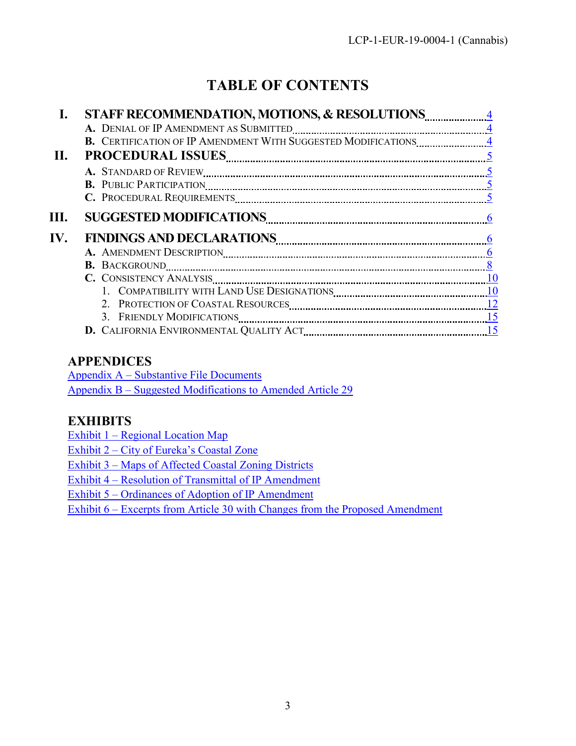# TABLE OF CONTENTS

| | | |
|---|---|---|
| **I.** | **STAFF RECOMMENDATION, MOTIONS, & RESOLUTIONS** | 4 |
| | **A.** DENIAL OF IP AMENDMENT AS SUBMITTED | 4 |
| | **B.** CERTIFICATION OF IP AMENDMENT WITH SUGGESTED MODIFICATIONS | 4 |
| **II.** | **PROCEDURAL ISSUES** | 5 |
| | **A.** STANDARD OF REVIEW | 5 |
| | **B.** PUBLIC PARTICIPATION | 5 |
| | **C.** PROCEDURAL REQUIREMENTS | 5 |
| **III.** | **SUGGESTED MODIFICATIONS** | 6 |
| **IV.** | **FINDINGS AND DECLARATIONS** | 6 |
| | **A.** AMENDMENT DESCRIPTION | 6 |
| | **B.** BACKGROUND | 8 |
| | **C.** CONSISTENCY ANALYSIS | 10 |
| | 1. COMPATIBILITY WITH LAND USE DESIGNATIONS | 10 |
| | 2. PROTECTION OF COASTAL RESOURCES | 12 |
| | 3. FRIENDLY MODIFICATIONS | 15 |
| | **D.** CALIFORNIA ENVIRONMENTAL QUALITY ACT | 15 |

## APPENDICES

Appendix A – Substantive File Documents
Appendix B – Suggested Modifications to Amended Article 29

## EXHIBITS

Exhibit 1 – Regional Location Map
Exhibit 2 – City of Eureka's Coastal Zone
Exhibit 3 – Maps of Affected Coastal Zoning Districts
Exhibit 4 – Resolution of Transmittal of IP Amendment
Exhibit 5 – Ordinances of Adoption of IP Amendment
Exhibit 6 – Excerpts from Article 30 with Changes from the Proposed Amendment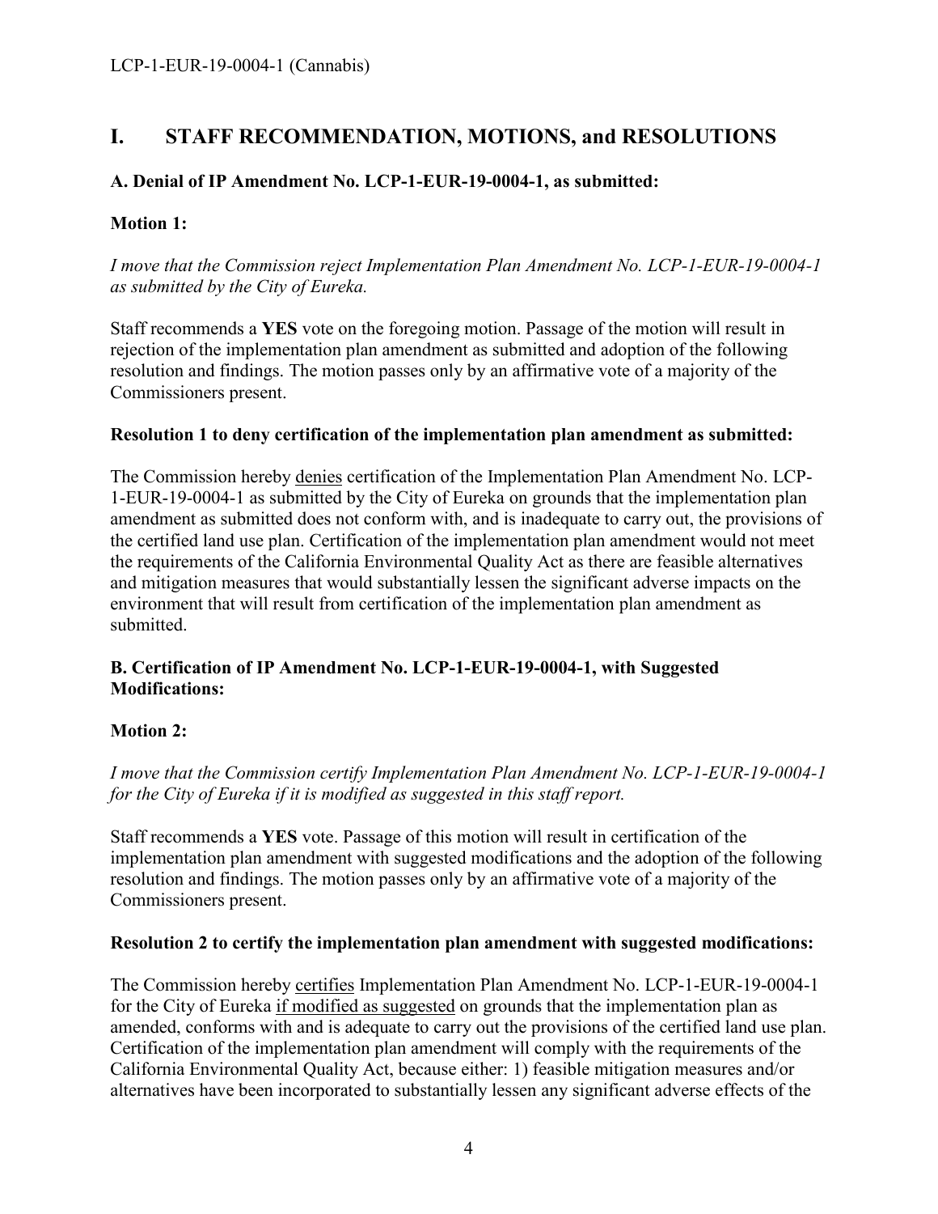# I. STAFF RECOMMENDATION, MOTIONS, and RESOLUTIONS

### A. Denial of IP Amendment No. LCP-1-EUR-19-0004-1, as submitted:

**Motion 1:**

*I move that the Commission reject Implementation Plan Amendment No. LCP-1-EUR-19-0004-1 as submitted by the City of Eureka.*

Staff recommends a **YES** vote on the foregoing motion. Passage of the motion will result in rejection of the implementation plan amendment as submitted and adoption of the following resolution and findings. The motion passes only by an affirmative vote of a majority of the Commissioners present.

**Resolution 1 to deny certification of the implementation plan amendment as submitted:**

The Commission hereby denies certification of the Implementation Plan Amendment No. LCP-1-EUR-19-0004-1 as submitted by the City of Eureka on grounds that the implementation plan amendment as submitted does not conform with, and is inadequate to carry out, the provisions of the certified land use plan. Certification of the implementation plan amendment would not meet the requirements of the California Environmental Quality Act as there are feasible alternatives and mitigation measures that would substantially lessen the significant adverse impacts on the environment that will result from certification of the implementation plan amendment as submitted.

### B. Certification of IP Amendment No. LCP-1-EUR-19-0004-1, with Suggested Modifications:

**Motion 2:**

*I move that the Commission certify Implementation Plan Amendment No. LCP-1-EUR-19-0004-1 for the City of Eureka if it is modified as suggested in this staff report.*

Staff recommends a **YES** vote. Passage of this motion will result in certification of the implementation plan amendment with suggested modifications and the adoption of the following resolution and findings. The motion passes only by an affirmative vote of a majority of the Commissioners present.

**Resolution 2 to certify the implementation plan amendment with suggested modifications:**

The Commission hereby certifies Implementation Plan Amendment No. LCP-1-EUR-19-0004-1 for the City of Eureka if modified as suggested on grounds that the implementation plan as amended, conforms with and is adequate to carry out the provisions of the certified land use plan. Certification of the implementation plan amendment will comply with the requirements of the California Environmental Quality Act, because either: 1) feasible mitigation measures and/or alternatives have been incorporated to substantially lessen any significant adverse effects of the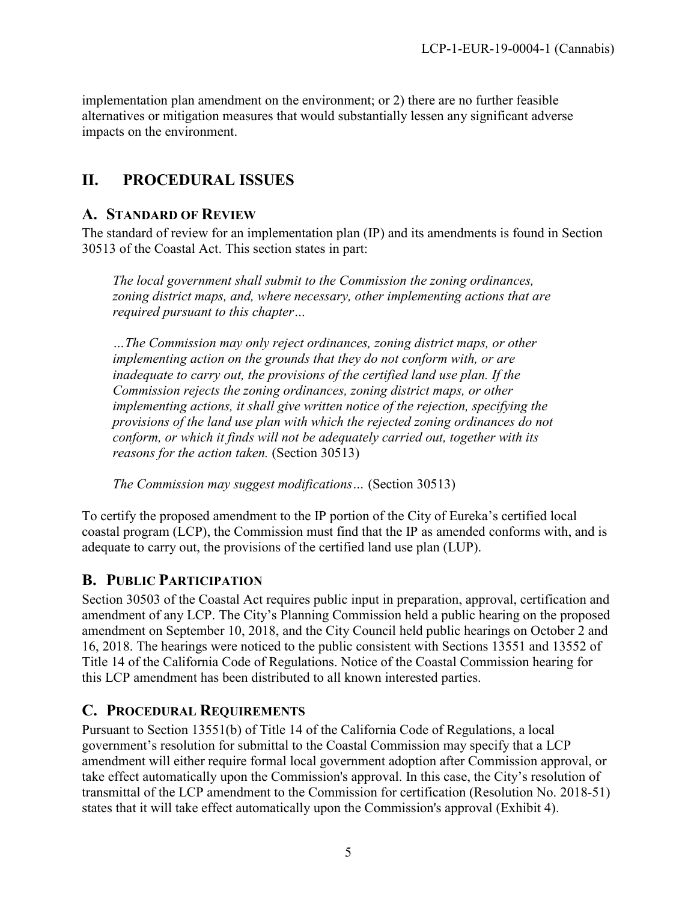implementation plan amendment on the environment; or 2) there are no further feasible alternatives or mitigation measures that would substantially lessen any significant adverse impacts on the environment.

# II. PROCEDURAL ISSUES

## A. STANDARD OF REVIEW

The standard of review for an implementation plan (IP) and its amendments is found in Section 30513 of the Coastal Act. This section states in part:

> *The local government shall submit to the Commission the zoning ordinances, zoning district maps, and, where necessary, other implementing actions that are required pursuant to this chapter…*
>
> *…The Commission may only reject ordinances, zoning district maps, or other implementing action on the grounds that they do not conform with, or are inadequate to carry out, the provisions of the certified land use plan. If the Commission rejects the zoning ordinances, zoning district maps, or other implementing actions, it shall give written notice of the rejection, specifying the provisions of the land use plan with which the rejected zoning ordinances do not conform, or which it finds will not be adequately carried out, together with its reasons for the action taken.* (Section 30513)
>
> *The Commission may suggest modifications…* (Section 30513)

To certify the proposed amendment to the IP portion of the City of Eureka's certified local coastal program (LCP), the Commission must find that the IP as amended conforms with, and is adequate to carry out, the provisions of the certified land use plan (LUP).

## B. PUBLIC PARTICIPATION

Section 30503 of the Coastal Act requires public input in preparation, approval, certification and amendment of any LCP. The City's Planning Commission held a public hearing on the proposed amendment on September 10, 2018, and the City Council held public hearings on October 2 and 16, 2018. The hearings were noticed to the public consistent with Sections 13551 and 13552 of Title 14 of the California Code of Regulations. Notice of the Coastal Commission hearing for this LCP amendment has been distributed to all known interested parties.

## C. PROCEDURAL REQUIREMENTS

Pursuant to Section 13551(b) of Title 14 of the California Code of Regulations, a local government's resolution for submittal to the Coastal Commission may specify that a LCP amendment will either require formal local government adoption after Commission approval, or take effect automatically upon the Commission's approval. In this case, the City's resolution of transmittal of the LCP amendment to the Commission for certification (Resolution No. 2018-51) states that it will take effect automatically upon the Commission's approval (Exhibit 4).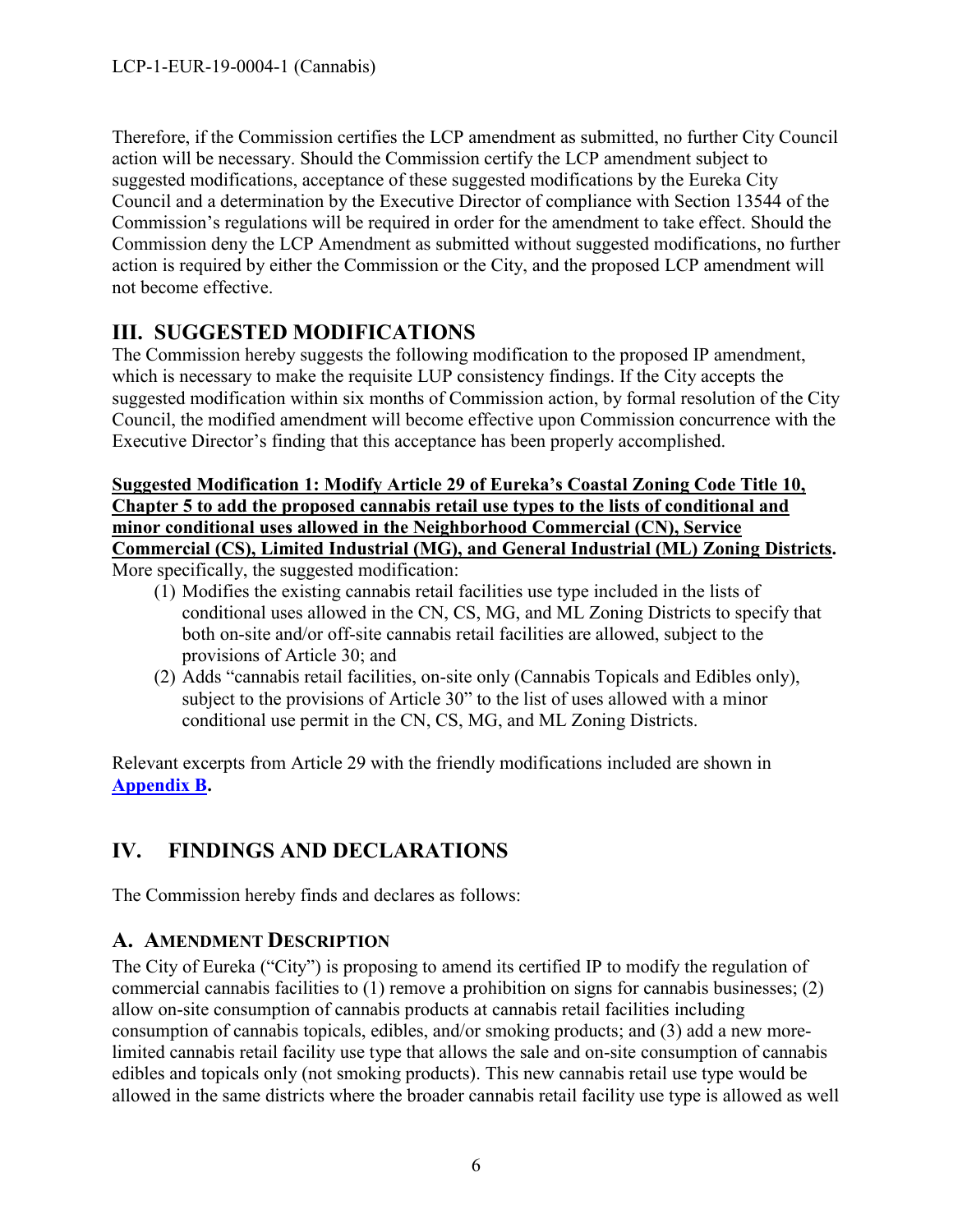Therefore, if the Commission certifies the LCP amendment as submitted, no further City Council action will be necessary. Should the Commission certify the LCP amendment subject to suggested modifications, acceptance of these suggested modifications by the Eureka City Council and a determination by the Executive Director of compliance with Section 13544 of the Commission's regulations will be required in order for the amendment to take effect. Should the Commission deny the LCP Amendment as submitted without suggested modifications, no further action is required by either the Commission or the City, and the proposed LCP amendment will not become effective.

## III. SUGGESTED MODIFICATIONS

The Commission hereby suggests the following modification to the proposed IP amendment, which is necessary to make the requisite LUP consistency findings. If the City accepts the suggested modification within six months of Commission action, by formal resolution of the City Council, the modified amendment will become effective upon Commission concurrence with the Executive Director's finding that this acceptance has been properly accomplished.

**Suggested Modification 1: Modify Article 29 of Eureka's Coastal Zoning Code Title 10, Chapter 5 to add the proposed cannabis retail use types to the lists of conditional and minor conditional uses allowed in the Neighborhood Commercial (CN), Service Commercial (CS), Limited Industrial (MG), and General Industrial (ML) Zoning Districts.** More specifically, the suggested modification:

(1) Modifies the existing cannabis retail facilities use type included in the lists of conditional uses allowed in the CN, CS, MG, and ML Zoning Districts to specify that both on-site and/or off-site cannabis retail facilities are allowed, subject to the provisions of Article 30; and

(2) Adds "cannabis retail facilities, on-site only (Cannabis Topicals and Edibles only), subject to the provisions of Article 30" to the list of uses allowed with a minor conditional use permit in the CN, CS, MG, and ML Zoning Districts.

Relevant excerpts from Article 29 with the friendly modifications included are shown in **Appendix B.**

## IV. FINDINGS AND DECLARATIONS

The Commission hereby finds and declares as follows:

### A. AMENDMENT DESCRIPTION

The City of Eureka ("City") is proposing to amend its certified IP to modify the regulation of commercial cannabis facilities to (1) remove a prohibition on signs for cannabis businesses; (2) allow on-site consumption of cannabis products at cannabis retail facilities including consumption of cannabis topicals, edibles, and/or smoking products; and (3) add a new more-limited cannabis retail facility use type that allows the sale and on-site consumption of cannabis edibles and topicals only (not smoking products). This new cannabis retail use type would be allowed in the same districts where the broader cannabis retail facility use type is allowed as well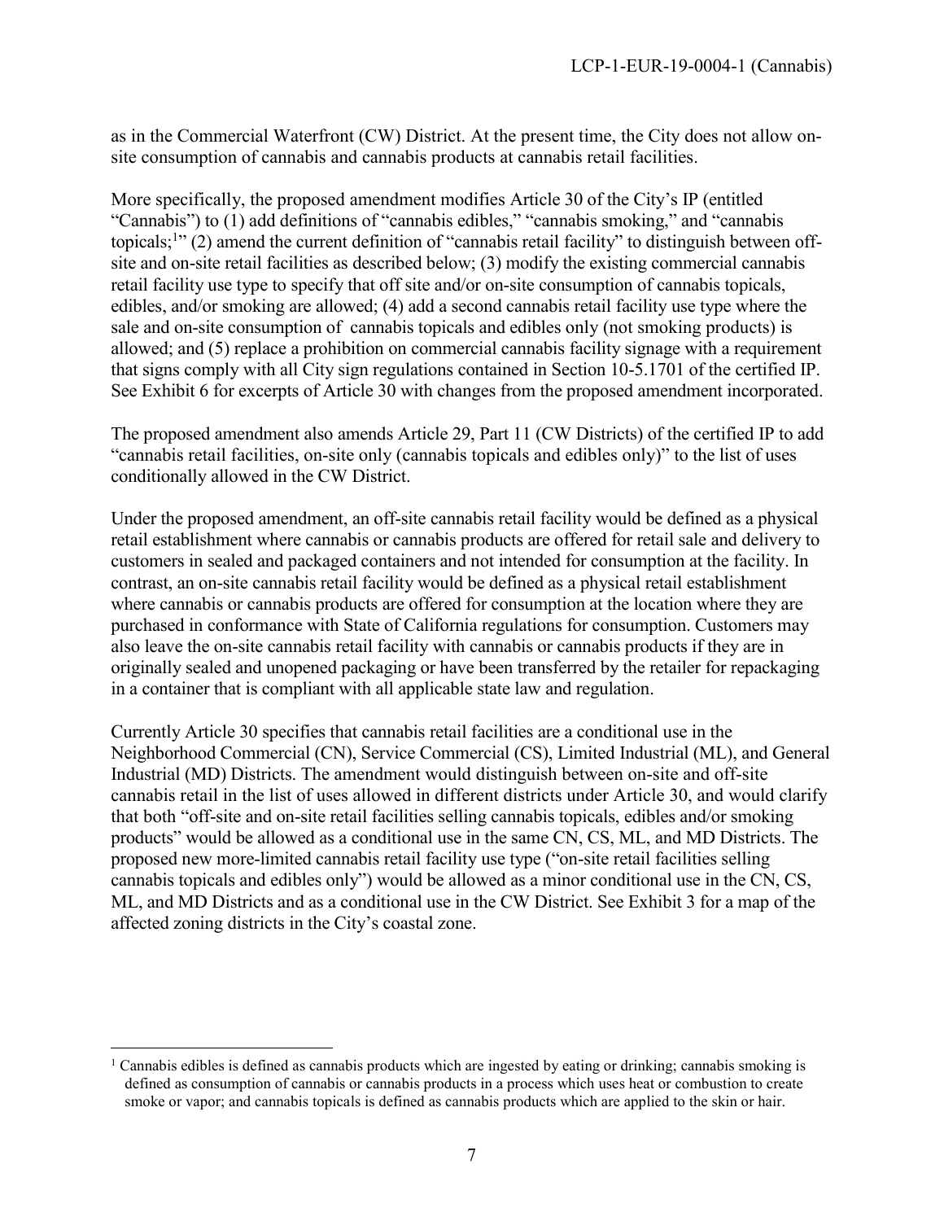as in the Commercial Waterfront (CW) District. At the present time, the City does not allow on-site consumption of cannabis and cannabis products at cannabis retail facilities.

More specifically, the proposed amendment modifies Article 30 of the City's IP (entitled "Cannabis") to (1) add definitions of "cannabis edibles," "cannabis smoking," and "cannabis topicals;[1]" (2) amend the current definition of "cannabis retail facility" to distinguish between off-site and on-site retail facilities as described below; (3) modify the existing commercial cannabis retail facility use type to specify that off site and/or on-site consumption of cannabis topicals, edibles, and/or smoking are allowed; (4) add a second cannabis retail facility use type where the sale and on-site consumption of cannabis topicals and edibles only (not smoking products) is allowed; and (5) replace a prohibition on commercial cannabis facility signage with a requirement that signs comply with all City sign regulations contained in Section 10-5.1701 of the certified IP. See Exhibit 6 for excerpts of Article 30 with changes from the proposed amendment incorporated.

The proposed amendment also amends Article 29, Part 11 (CW Districts) of the certified IP to add "cannabis retail facilities, on-site only (cannabis topicals and edibles only)" to the list of uses conditionally allowed in the CW District.

Under the proposed amendment, an off-site cannabis retail facility would be defined as a physical retail establishment where cannabis or cannabis products are offered for retail sale and delivery to customers in sealed and packaged containers and not intended for consumption at the facility. In contrast, an on-site cannabis retail facility would be defined as a physical retail establishment where cannabis or cannabis products are offered for consumption at the location where they are purchased in conformance with State of California regulations for consumption. Customers may also leave the on-site cannabis retail facility with cannabis or cannabis products if they are in originally sealed and unopened packaging or have been transferred by the retailer for repackaging in a container that is compliant with all applicable state law and regulation.

Currently Article 30 specifies that cannabis retail facilities are a conditional use in the Neighborhood Commercial (CN), Service Commercial (CS), Limited Industrial (ML), and General Industrial (MD) Districts. The amendment would distinguish between on-site and off-site cannabis retail in the list of uses allowed in different districts under Article 30, and would clarify that both "off-site and on-site retail facilities selling cannabis topicals, edibles and/or smoking products" would be allowed as a conditional use in the same CN, CS, ML, and MD Districts. The proposed new more-limited cannabis retail facility use type ("on-site retail facilities selling cannabis topicals and edibles only") would be allowed as a minor conditional use in the CN, CS, ML, and MD Districts and as a conditional use in the CW District. See Exhibit 3 for a map of the affected zoning districts in the City's coastal zone.

---

[1] Cannabis edibles is defined as cannabis products which are ingested by eating or drinking; cannabis smoking is defined as consumption of cannabis or cannabis products in a process which uses heat or combustion to create smoke or vapor; and cannabis topicals is defined as cannabis products which are applied to the skin or hair.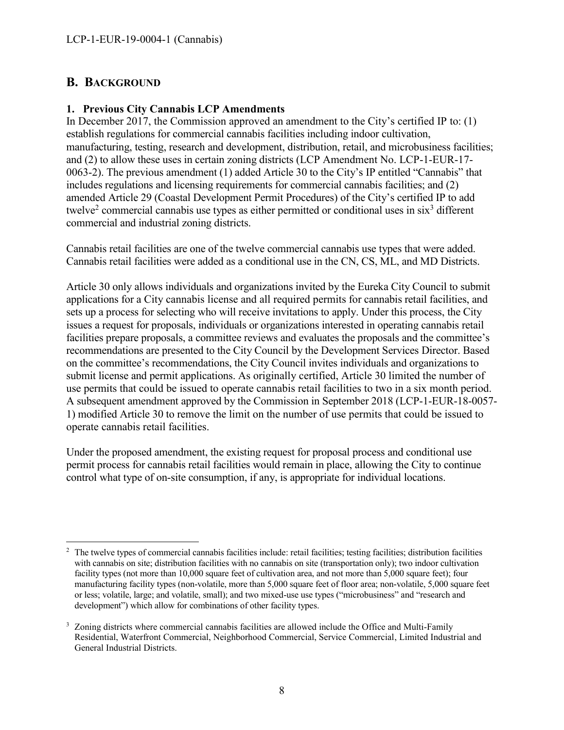## B. BACKGROUND

### 1. Previous City Cannabis LCP Amendments

In December 2017, the Commission approved an amendment to the City's certified IP to: (1) establish regulations for commercial cannabis facilities including indoor cultivation, manufacturing, testing, research and development, distribution, retail, and microbusiness facilities; and (2) to allow these uses in certain zoning districts (LCP Amendment No. LCP-1-EUR-17-0063-2). The previous amendment (1) added Article 30 to the City's IP entitled "Cannabis" that includes regulations and licensing requirements for commercial cannabis facilities; and (2) amended Article 29 (Coastal Development Permit Procedures) of the City's certified IP to add twelve[2] commercial cannabis use types as either permitted or conditional uses in six[3] different commercial and industrial zoning districts.

Cannabis retail facilities are one of the twelve commercial cannabis use types that were added. Cannabis retail facilities were added as a conditional use in the CN, CS, ML, and MD Districts.

Article 30 only allows individuals and organizations invited by the Eureka City Council to submit applications for a City cannabis license and all required permits for cannabis retail facilities, and sets up a process for selecting who will receive invitations to apply. Under this process, the City issues a request for proposals, individuals or organizations interested in operating cannabis retail facilities prepare proposals, a committee reviews and evaluates the proposals and the committee's recommendations are presented to the City Council by the Development Services Director. Based on the committee's recommendations, the City Council invites individuals and organizations to submit license and permit applications. As originally certified, Article 30 limited the number of use permits that could be issued to operate cannabis retail facilities to two in a six month period. A subsequent amendment approved by the Commission in September 2018 (LCP-1-EUR-18-0057-1) modified Article 30 to remove the limit on the number of use permits that could be issued to operate cannabis retail facilities.

Under the proposed amendment, the existing request for proposal process and conditional use permit process for cannabis retail facilities would remain in place, allowing the City to continue control what type of on-site consumption, if any, is appropriate for individual locations.

---

[2] The twelve types of commercial cannabis facilities include: retail facilities; testing facilities; distribution facilities with cannabis on site; distribution facilities with no cannabis on site (transportation only); two indoor cultivation facility types (not more than 10,000 square feet of cultivation area, and not more than 5,000 square feet); four manufacturing facility types (non-volatile, more than 5,000 square feet of floor area; non-volatile, 5,000 square feet or less; volatile, large; and volatile, small); and two mixed-use use types ("microbusiness" and "research and development") which allow for combinations of other facility types.

[3] Zoning districts where commercial cannabis facilities are allowed include the Office and Multi-Family Residential, Waterfront Commercial, Neighborhood Commercial, Service Commercial, Limited Industrial and General Industrial Districts.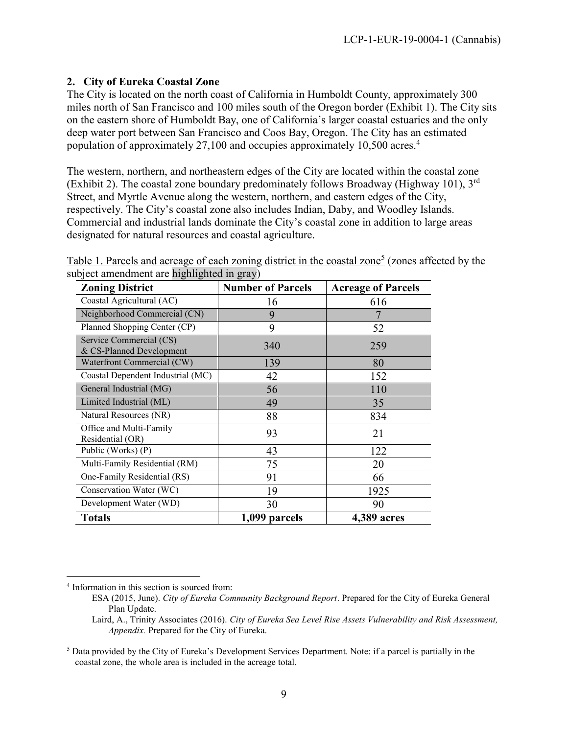## 2. City of Eureka Coastal Zone

The City is located on the north coast of California in Humboldt County, approximately 300 miles north of San Francisco and 100 miles south of the Oregon border (Exhibit 1). The City sits on the eastern shore of Humboldt Bay, one of California's larger coastal estuaries and the only deep water port between San Francisco and Coos Bay, Oregon. The City has an estimated population of approximately 27,100 and occupies approximately 10,500 acres.[4]

The western, northern, and northeastern edges of the City are located within the coastal zone (Exhibit 2). The coastal zone boundary predominately follows Broadway (Highway 101), 3rd Street, and Myrtle Avenue along the western, northern, and eastern edges of the City, respectively. The City's coastal zone also includes Indian, Daby, and Woodley Islands. Commercial and industrial lands dominate the City's coastal zone in addition to large areas designated for natural resources and coastal agriculture.

Table 1. Parcels and acreage of each zoning district in the coastal zone[5] (zones affected by the subject amendment are highlighted in gray)

| Zoning District | Number of Parcels | Acreage of Parcels |
|---|---|---|
| Coastal Agricultural (AC) | 16 | 616 |
| Neighborhood Commercial (CN) | 9 | 7 |
| Planned Shopping Center (CP) | 9 | 52 |
| Service Commercial (CS) & CS-Planned Development | 340 | 259 |
| Waterfront Commercial (CW) | 139 | 80 |
| Coastal Dependent Industrial (MC) | 42 | 152 |
| General Industrial (MG) | 56 | 110 |
| Limited Industrial (ML) | 49 | 35 |
| Natural Resources (NR) | 88 | 834 |
| Office and Multi-Family Residential (OR) | 93 | 21 |
| Public (Works) (P) | 43 | 122 |
| Multi-Family Residential (RM) | 75 | 20 |
| One-Family Residential (RS) | 91 | 66 |
| Conservation Water (WC) | 19 | 1925 |
| Development Water (WD) | 30 | 90 |
| **Totals** | **1,099 parcels** | **4,389 acres** |

[4] Information in this section is sourced from:
ESA (2015, June). *City of Eureka Community Background Report*. Prepared for the City of Eureka General Plan Update.
Laird, A., Trinity Associates (2016). *City of Eureka Sea Level Rise Assets Vulnerability and Risk Assessment, Appendix.* Prepared for the City of Eureka.

[5] Data provided by the City of Eureka's Development Services Department. Note: if a parcel is partially in the coastal zone, the whole area is included in the acreage total.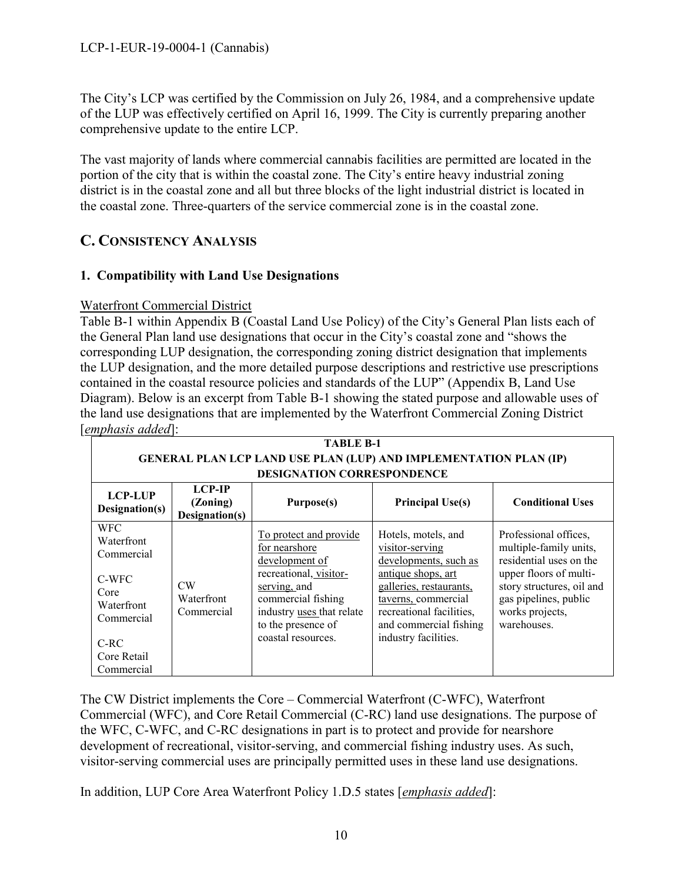The City's LCP was certified by the Commission on July 26, 1984, and a comprehensive update of the LUP was effectively certified on April 16, 1999. The City is currently preparing another comprehensive update to the entire LCP.

The vast majority of lands where commercial cannabis facilities are permitted are located in the portion of the city that is within the coastal zone. The City's entire heavy industrial zoning district is in the coastal zone and all but three blocks of the light industrial district is located in the coastal zone. Three-quarters of the service commercial zone is in the coastal zone.

## C. CONSISTENCY ANALYSIS

### 1. Compatibility with Land Use Designations

<u>Waterfront Commercial District</u>

Table B-1 within Appendix B (Coastal Land Use Policy) of the City's General Plan lists each of the General Plan land use designations that occur in the City's coastal zone and "shows the corresponding LUP designation, the corresponding zoning district designation that implements the LUP designation, and the more detailed purpose descriptions and restrictive use prescriptions contained in the coastal resource policies and standards of the LUP" (Appendix B, Land Use Diagram). Below is an excerpt from Table B-1 showing the stated purpose and allowable uses of the land use designations that are implemented by the Waterfront Commercial Zoning District [*<u>emphasis added</u>*]:

**TABLE B-1**
**GENERAL PLAN LCP LAND USE PLAN (LUP) AND IMPLEMENTATION PLAN (IP) DESIGNATION CORRESPONDENCE**

| LCP-LUP Designation(s) | LCP-IP (Zoning) Designation(s) | Purpose(s) | Principal Use(s) | Conditional Uses |
|---|---|---|---|---|
| WFC Waterfront Commercial<br><br>C-WFC Core Waterfront Commercial<br><br>C-RC Core Retail Commercial | CW Waterfront Commercial | <u>To protect and provide for nearshore development of</u> recreational, <u>visitor-serving,</u> and commercial fishing industry <u>uses</u> that relate to the presence of coastal resources. | Hotels, motels, and <u>visitor-serving developments, such as antique shops, art galleries, restaurants, taverns,</u> commercial recreational facilities, and commercial fishing industry facilities. | Professional offices, multiple-family units, residential uses on the upper floors of multi-story structures, oil and gas pipelines, public works projects, warehouses. |

The CW District implements the Core – Commercial Waterfront (C-WFC), Waterfront Commercial (WFC), and Core Retail Commercial (C-RC) land use designations. The purpose of the WFC, C-WFC, and C-RC designations in part is to protect and provide for nearshore development of recreational, visitor-serving, and commercial fishing industry uses. As such, visitor-serving commercial uses are principally permitted uses in these land use designations.

In addition, LUP Core Area Waterfront Policy 1.D.5 states [*<u>emphasis added</u>*]: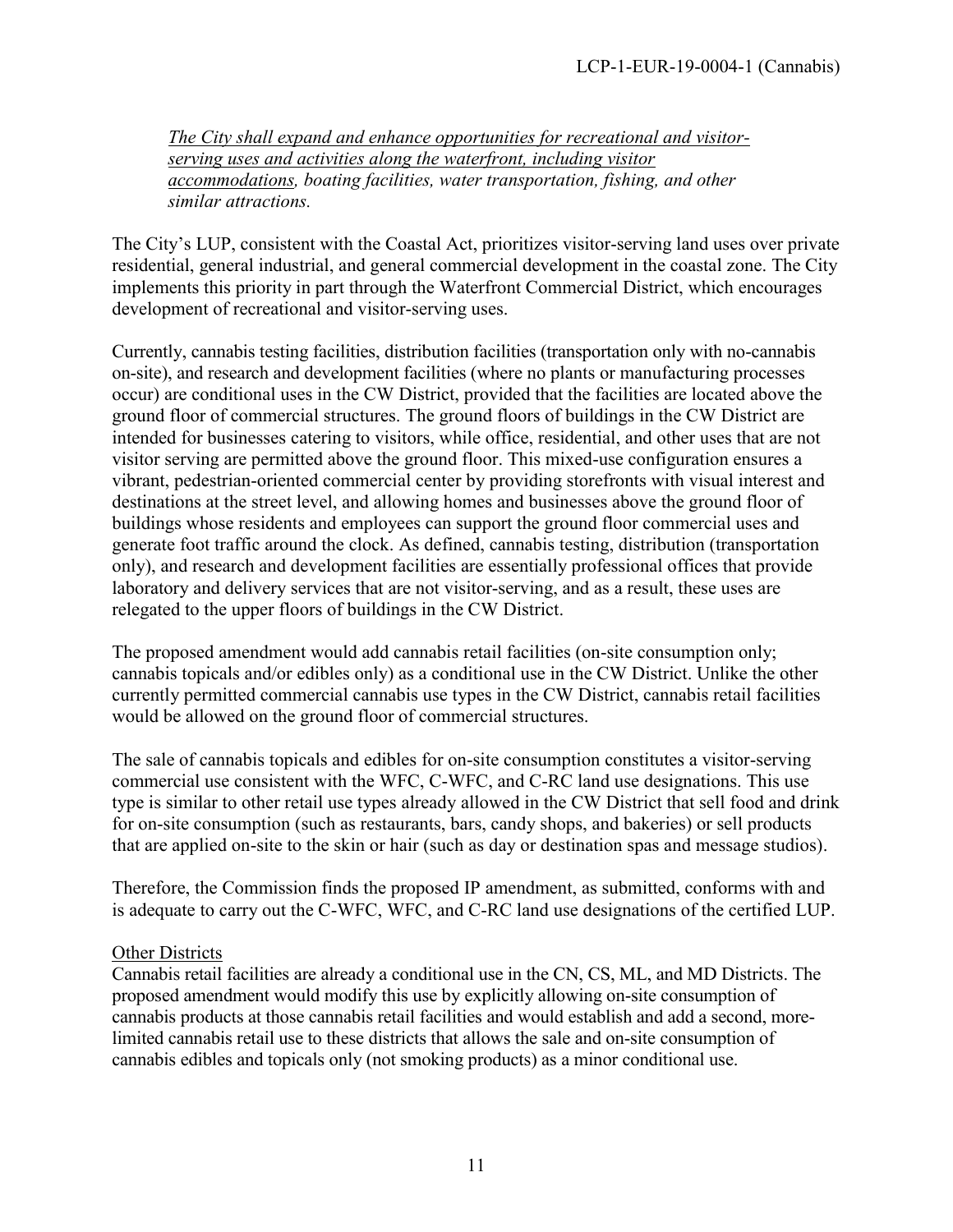*<u>The City shall expand and enhance opportunities for recreational and visitor-serving uses and activities along the waterfront, including visitor accommodations</u>, boating facilities, water transportation, fishing, and other similar attractions.*

The City's LUP, consistent with the Coastal Act, prioritizes visitor-serving land uses over private residential, general industrial, and general commercial development in the coastal zone. The City implements this priority in part through the Waterfront Commercial District, which encourages development of recreational and visitor-serving uses.

Currently, cannabis testing facilities, distribution facilities (transportation only with no-cannabis on-site), and research and development facilities (where no plants or manufacturing processes occur) are conditional uses in the CW District, provided that the facilities are located above the ground floor of commercial structures. The ground floors of buildings in the CW District are intended for businesses catering to visitors, while office, residential, and other uses that are not visitor serving are permitted above the ground floor. This mixed-use configuration ensures a vibrant, pedestrian-oriented commercial center by providing storefronts with visual interest and destinations at the street level, and allowing homes and businesses above the ground floor of buildings whose residents and employees can support the ground floor commercial uses and generate foot traffic around the clock. As defined, cannabis testing, distribution (transportation only), and research and development facilities are essentially professional offices that provide laboratory and delivery services that are not visitor-serving, and as a result, these uses are relegated to the upper floors of buildings in the CW District.

The proposed amendment would add cannabis retail facilities (on-site consumption only; cannabis topicals and/or edibles only) as a conditional use in the CW District. Unlike the other currently permitted commercial cannabis use types in the CW District, cannabis retail facilities would be allowed on the ground floor of commercial structures.

The sale of cannabis topicals and edibles for on-site consumption constitutes a visitor-serving commercial use consistent with the WFC, C-WFC, and C-RC land use designations. This use type is similar to other retail use types already allowed in the CW District that sell food and drink for on-site consumption (such as restaurants, bars, candy shops, and bakeries) or sell products that are applied on-site to the skin or hair (such as day or destination spas and message studios).

Therefore, the Commission finds the proposed IP amendment, as submitted, conforms with and is adequate to carry out the C-WFC, WFC, and C-RC land use designations of the certified LUP.

<u>Other Districts</u>

Cannabis retail facilities are already a conditional use in the CN, CS, ML, and MD Districts. The proposed amendment would modify this use by explicitly allowing on-site consumption of cannabis products at those cannabis retail facilities and would establish and add a second, more-limited cannabis retail use to these districts that allows the sale and on-site consumption of cannabis edibles and topicals only (not smoking products) as a minor conditional use.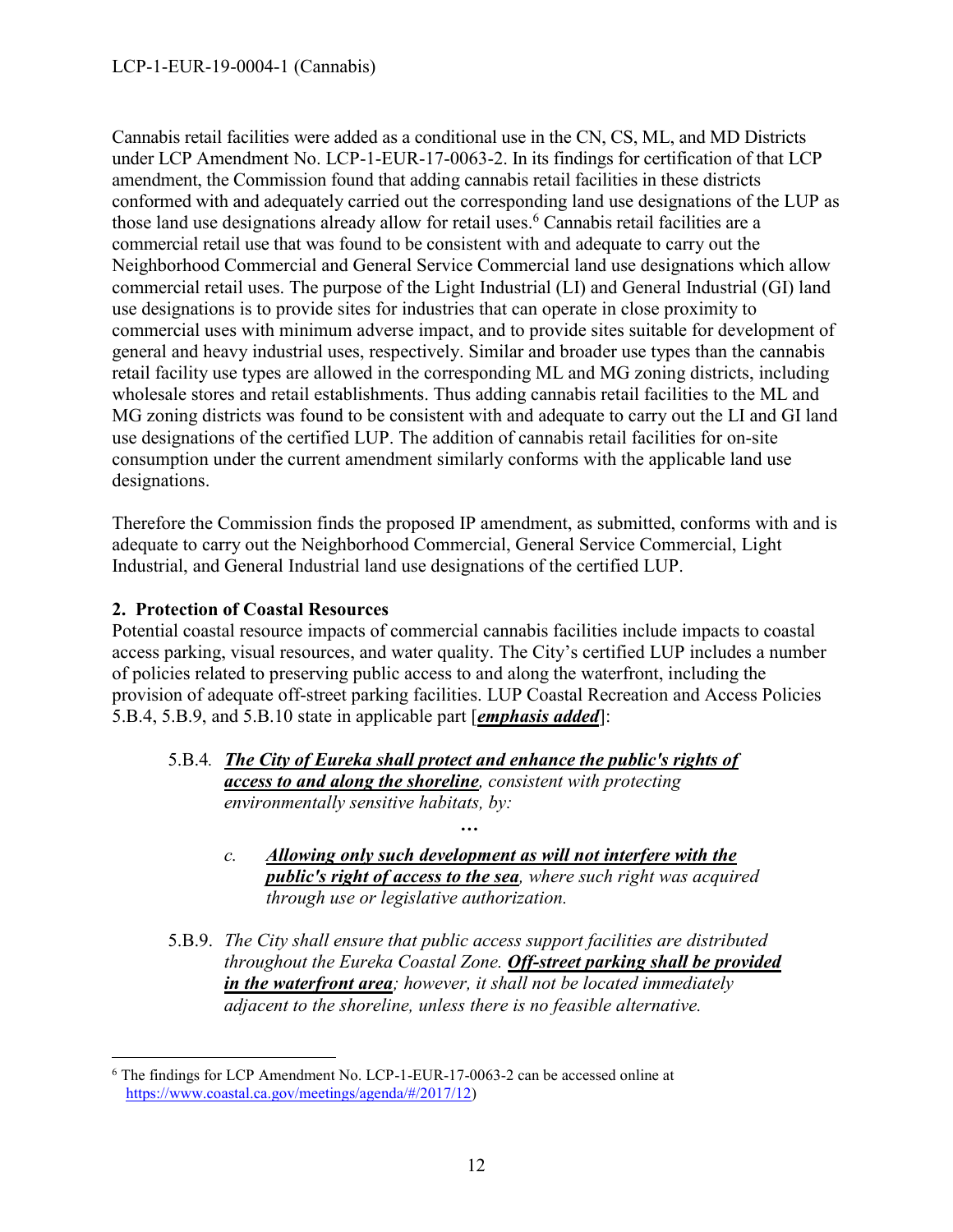Cannabis retail facilities were added as a conditional use in the CN, CS, ML, and MD Districts under LCP Amendment No. LCP-1-EUR-17-0063-2. In its findings for certification of that LCP amendment, the Commission found that adding cannabis retail facilities in these districts conformed with and adequately carried out the corresponding land use designations of the LUP as those land use designations already allow for retail uses.[6] Cannabis retail facilities are a commercial retail use that was found to be consistent with and adequate to carry out the Neighborhood Commercial and General Service Commercial land use designations which allow commercial retail uses. The purpose of the Light Industrial (LI) and General Industrial (GI) land use designations is to provide sites for industries that can operate in close proximity to commercial uses with minimum adverse impact, and to provide sites suitable for development of general and heavy industrial uses, respectively. Similar and broader use types than the cannabis retail facility use types are allowed in the corresponding ML and MG zoning districts, including wholesale stores and retail establishments. Thus adding cannabis retail facilities to the ML and MG zoning districts was found to be consistent with and adequate to carry out the LI and GI land use designations of the certified LUP. The addition of cannabis retail facilities for on-site consumption under the current amendment similarly conforms with the applicable land use designations.

Therefore the Commission finds the proposed IP amendment, as submitted, conforms with and is adequate to carry out the Neighborhood Commercial, General Service Commercial, Light Industrial, and General Industrial land use designations of the certified LUP.

### 2. Protection of Coastal Resources

Potential coastal resource impacts of commercial cannabis facilities include impacts to coastal access parking, visual resources, and water quality. The City's certified LUP includes a number of policies related to preserving public access to and along the waterfront, including the provision of adequate off-street parking facilities. LUP Coastal Recreation and Access Policies 5.B.4, 5.B.9, and 5.B.10 state in applicable part [***emphasis added***]:

> 5.B.4. ***The City of Eureka shall protect and enhance the public's rights of access to and along the shoreline***, *consistent with protecting environmentally sensitive habitats, by:*
>
> …
>
> *c.* ***Allowing only such development as will not interfere with the public's right of access to the sea***, *where such right was acquired through use or legislative authorization.*
>
> 5.B.9. *The City shall ensure that public access support facilities are distributed throughout the Eureka Coastal Zone.* ***Off-street parking shall be provided in the waterfront area***; *however, it shall not be located immediately adjacent to the shoreline, unless there is no feasible alternative.*

[6] The findings for LCP Amendment No. LCP-1-EUR-17-0063-2 can be accessed online at https://www.coastal.ca.gov/meetings/agenda/#/2017/12)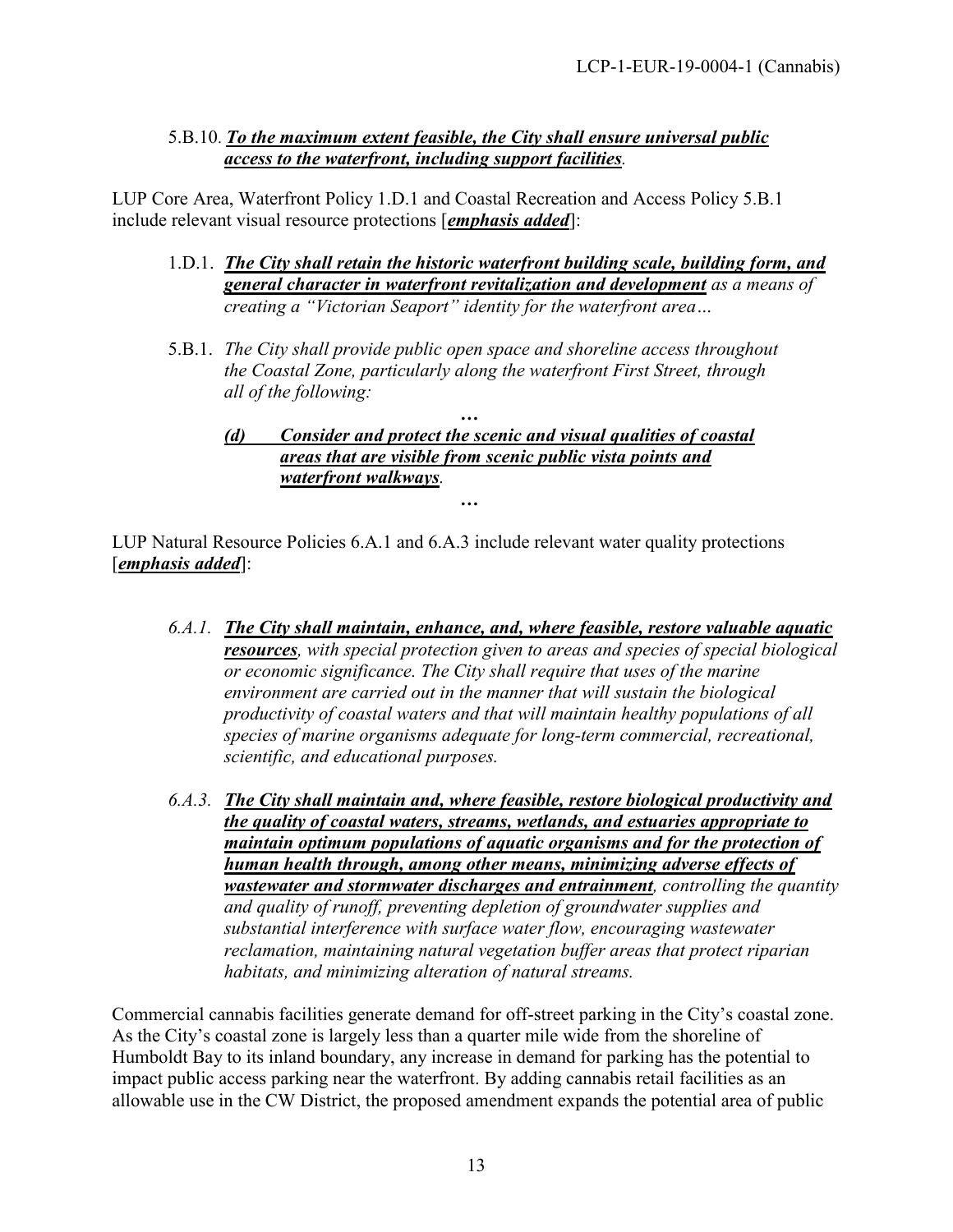5.B.10. ***<u>To the maximum extent feasible, the City shall ensure universal public access to the waterfront, including support facilities</u>***.

LUP Core Area, Waterfront Policy 1.D.1 and Coastal Recreation and Access Policy 5.B.1 include relevant visual resource protections [***<u>emphasis added</u>***]:

- 1.D.1. ***<u>The City shall retain the historic waterfront building scale, building form, and general character in waterfront revitalization and development</u>*** *as a means of creating a "Victorian Seaport" identity for the waterfront area…*

- 5.B.1. *The City shall provide public open space and shoreline access throughout the Coastal Zone, particularly along the waterfront First Street, through all of the following:*

  ***…***

  ***<u>(d) Consider and protect the scenic and visual qualities of coastal areas that are visible from scenic public vista points and waterfront walkways</u>***.

  ***…***

LUP Natural Resource Policies 6.A.1 and 6.A.3 include relevant water quality protections [***<u>emphasis added</u>***]:

- *6.A.1.* ***<u>The City shall maintain, enhance, and, where feasible, restore valuable aquatic resources</u>****, with special protection given to areas and species of special biological or economic significance. The City shall require that uses of the marine environment are carried out in the manner that will sustain the biological productivity of coastal waters and that will maintain healthy populations of all species of marine organisms adequate for long-term commercial, recreational, scientific, and educational purposes.*

- *6.A.3.* ***<u>The City shall maintain and, where feasible, restore biological productivity and the quality of coastal waters, streams, wetlands, and estuaries appropriate to maintain optimum populations of aquatic organisms and for the protection of human health through, among other means, minimizing adverse effects of wastewater and stormwater discharges and entrainment</u>****, controlling the quantity and quality of runoff, preventing depletion of groundwater supplies and substantial interference with surface water flow, encouraging wastewater reclamation, maintaining natural vegetation buffer areas that protect riparian habitats, and minimizing alteration of natural streams.*

Commercial cannabis facilities generate demand for off-street parking in the City's coastal zone. As the City's coastal zone is largely less than a quarter mile wide from the shoreline of Humboldt Bay to its inland boundary, any increase in demand for parking has the potential to impact public access parking near the waterfront. By adding cannabis retail facilities as an allowable use in the CW District, the proposed amendment expands the potential area of public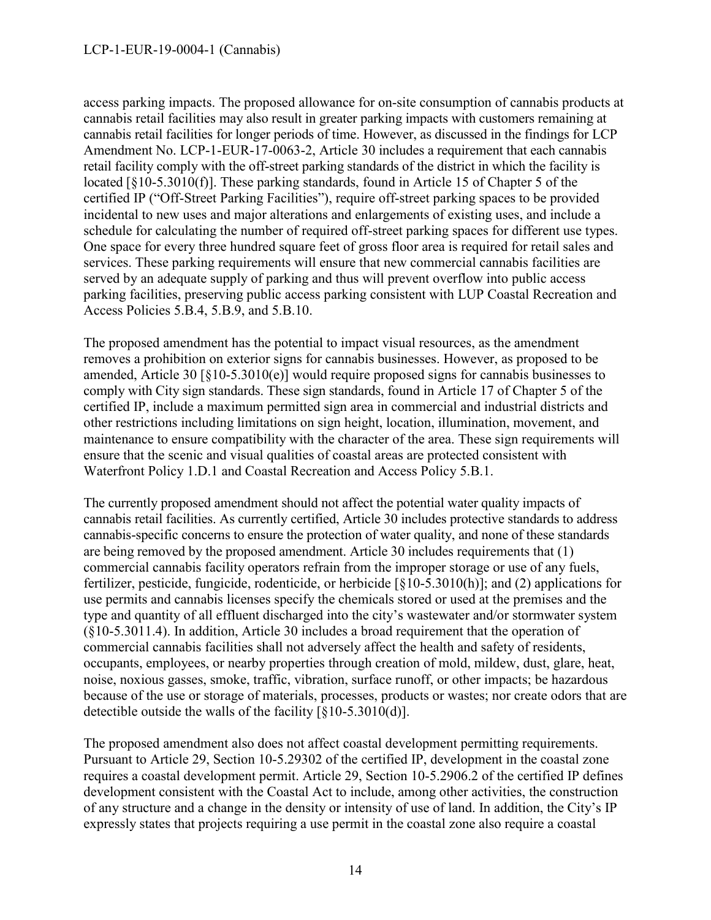access parking impacts. The proposed allowance for on-site consumption of cannabis products at cannabis retail facilities may also result in greater parking impacts with customers remaining at cannabis retail facilities for longer periods of time. However, as discussed in the findings for LCP Amendment No. LCP-1-EUR-17-0063-2, Article 30 includes a requirement that each cannabis retail facility comply with the off-street parking standards of the district in which the facility is located [§10-5.3010(f)]. These parking standards, found in Article 15 of Chapter 5 of the certified IP ("Off-Street Parking Facilities"), require off-street parking spaces to be provided incidental to new uses and major alterations and enlargements of existing uses, and include a schedule for calculating the number of required off-street parking spaces for different use types. One space for every three hundred square feet of gross floor area is required for retail sales and services. These parking requirements will ensure that new commercial cannabis facilities are served by an adequate supply of parking and thus will prevent overflow into public access parking facilities, preserving public access parking consistent with LUP Coastal Recreation and Access Policies 5.B.4, 5.B.9, and 5.B.10.

The proposed amendment has the potential to impact visual resources, as the amendment removes a prohibition on exterior signs for cannabis businesses. However, as proposed to be amended, Article 30 [§10-5.3010(e)] would require proposed signs for cannabis businesses to comply with City sign standards. These sign standards, found in Article 17 of Chapter 5 of the certified IP, include a maximum permitted sign area in commercial and industrial districts and other restrictions including limitations on sign height, location, illumination, movement, and maintenance to ensure compatibility with the character of the area. These sign requirements will ensure that the scenic and visual qualities of coastal areas are protected consistent with Waterfront Policy 1.D.1 and Coastal Recreation and Access Policy 5.B.1.

The currently proposed amendment should not affect the potential water quality impacts of cannabis retail facilities. As currently certified, Article 30 includes protective standards to address cannabis-specific concerns to ensure the protection of water quality, and none of these standards are being removed by the proposed amendment. Article 30 includes requirements that (1) commercial cannabis facility operators refrain from the improper storage or use of any fuels, fertilizer, pesticide, fungicide, rodenticide, or herbicide [§10-5.3010(h)]; and (2) applications for use permits and cannabis licenses specify the chemicals stored or used at the premises and the type and quantity of all effluent discharged into the city's wastewater and/or stormwater system (§10-5.3011.4). In addition, Article 30 includes a broad requirement that the operation of commercial cannabis facilities shall not adversely affect the health and safety of residents, occupants, employees, or nearby properties through creation of mold, mildew, dust, glare, heat, noise, noxious gasses, smoke, traffic, vibration, surface runoff, or other impacts; be hazardous because of the use or storage of materials, processes, products or wastes; nor create odors that are detectible outside the walls of the facility [§10-5.3010(d)].

The proposed amendment also does not affect coastal development permitting requirements. Pursuant to Article 29, Section 10-5.29302 of the certified IP, development in the coastal zone requires a coastal development permit. Article 29, Section 10-5.2906.2 of the certified IP defines development consistent with the Coastal Act to include, among other activities, the construction of any structure and a change in the density or intensity of use of land. In addition, the City's IP expressly states that projects requiring a use permit in the coastal zone also require a coastal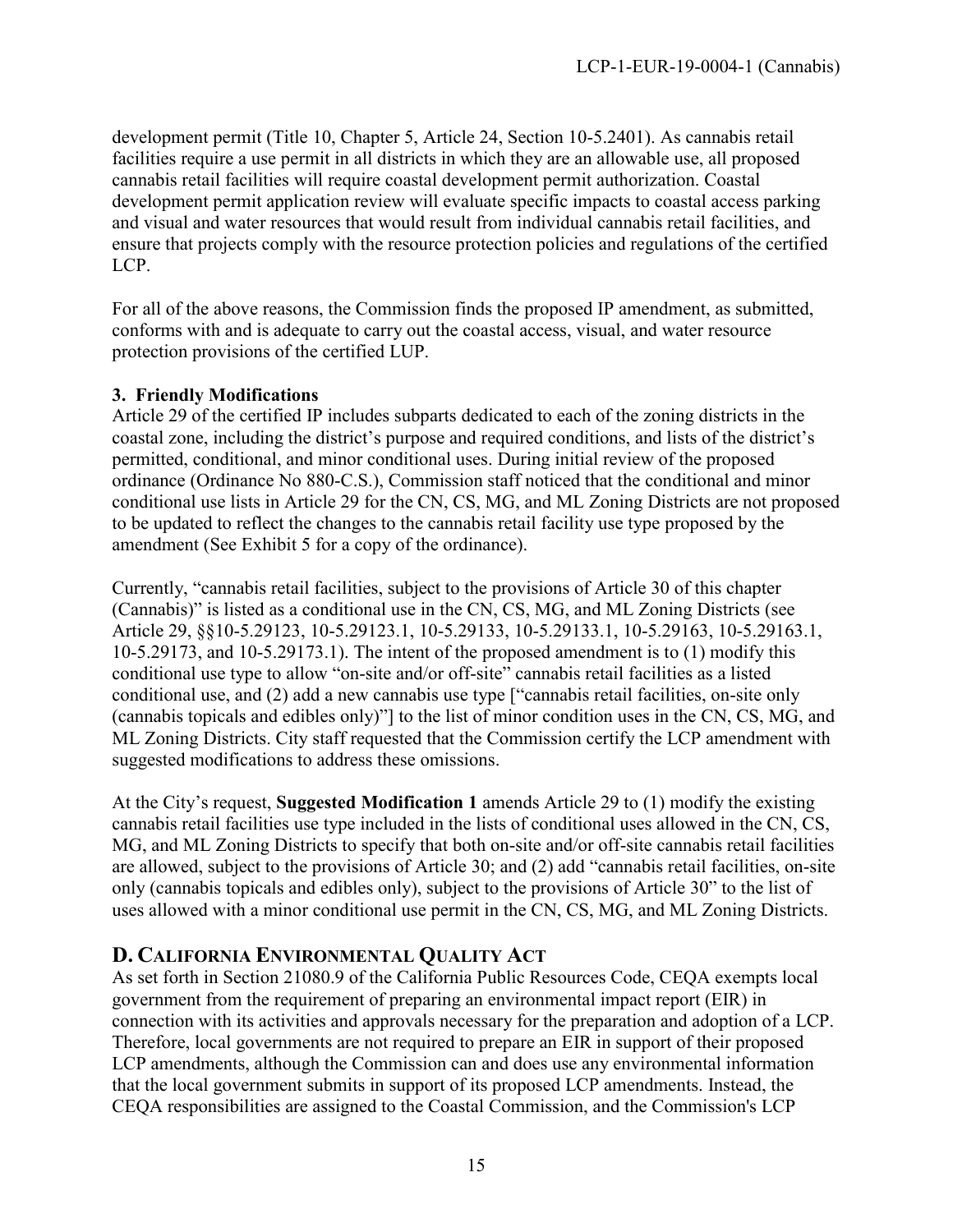development permit (Title 10, Chapter 5, Article 24, Section 10-5.2401). As cannabis retail facilities require a use permit in all districts in which they are an allowable use, all proposed cannabis retail facilities will require coastal development permit authorization. Coastal development permit application review will evaluate specific impacts to coastal access parking and visual and water resources that would result from individual cannabis retail facilities, and ensure that projects comply with the resource protection policies and regulations of the certified LCP.

For all of the above reasons, the Commission finds the proposed IP amendment, as submitted, conforms with and is adequate to carry out the coastal access, visual, and water resource protection provisions of the certified LUP.

**3. Friendly Modifications**

Article 29 of the certified IP includes subparts dedicated to each of the zoning districts in the coastal zone, including the district's purpose and required conditions, and lists of the district's permitted, conditional, and minor conditional uses. During initial review of the proposed ordinance (Ordinance No 880-C.S.), Commission staff noticed that the conditional and minor conditional use lists in Article 29 for the CN, CS, MG, and ML Zoning Districts are not proposed to be updated to reflect the changes to the cannabis retail facility use type proposed by the amendment (See Exhibit 5 for a copy of the ordinance).

Currently, "cannabis retail facilities, subject to the provisions of Article 30 of this chapter (Cannabis)" is listed as a conditional use in the CN, CS, MG, and ML Zoning Districts (see Article 29, §§10-5.29123, 10-5.29123.1, 10-5.29133, 10-5.29133.1, 10-5.29163, 10-5.29163.1, 10-5.29173, and 10-5.29173.1). The intent of the proposed amendment is to (1) modify this conditional use type to allow "on-site and/or off-site" cannabis retail facilities as a listed conditional use, and (2) add a new cannabis use type ["cannabis retail facilities, on-site only (cannabis topicals and edibles only)"] to the list of minor condition uses in the CN, CS, MG, and ML Zoning Districts. City staff requested that the Commission certify the LCP amendment with suggested modifications to address these omissions.

At the City's request, **Suggested Modification 1** amends Article 29 to (1) modify the existing cannabis retail facilities use type included in the lists of conditional uses allowed in the CN, CS, MG, and ML Zoning Districts to specify that both on-site and/or off-site cannabis retail facilities are allowed, subject to the provisions of Article 30; and (2) add "cannabis retail facilities, on-site only (cannabis topicals and edibles only), subject to the provisions of Article 30" to the list of uses allowed with a minor conditional use permit in the CN, CS, MG, and ML Zoning Districts.

## D. CALIFORNIA ENVIRONMENTAL QUALITY ACT

As set forth in Section 21080.9 of the California Public Resources Code, CEQA exempts local government from the requirement of preparing an environmental impact report (EIR) in connection with its activities and approvals necessary for the preparation and adoption of a LCP. Therefore, local governments are not required to prepare an EIR in support of their proposed LCP amendments, although the Commission can and does use any environmental information that the local government submits in support of its proposed LCP amendments. Instead, the CEQA responsibilities are assigned to the Coastal Commission, and the Commission's LCP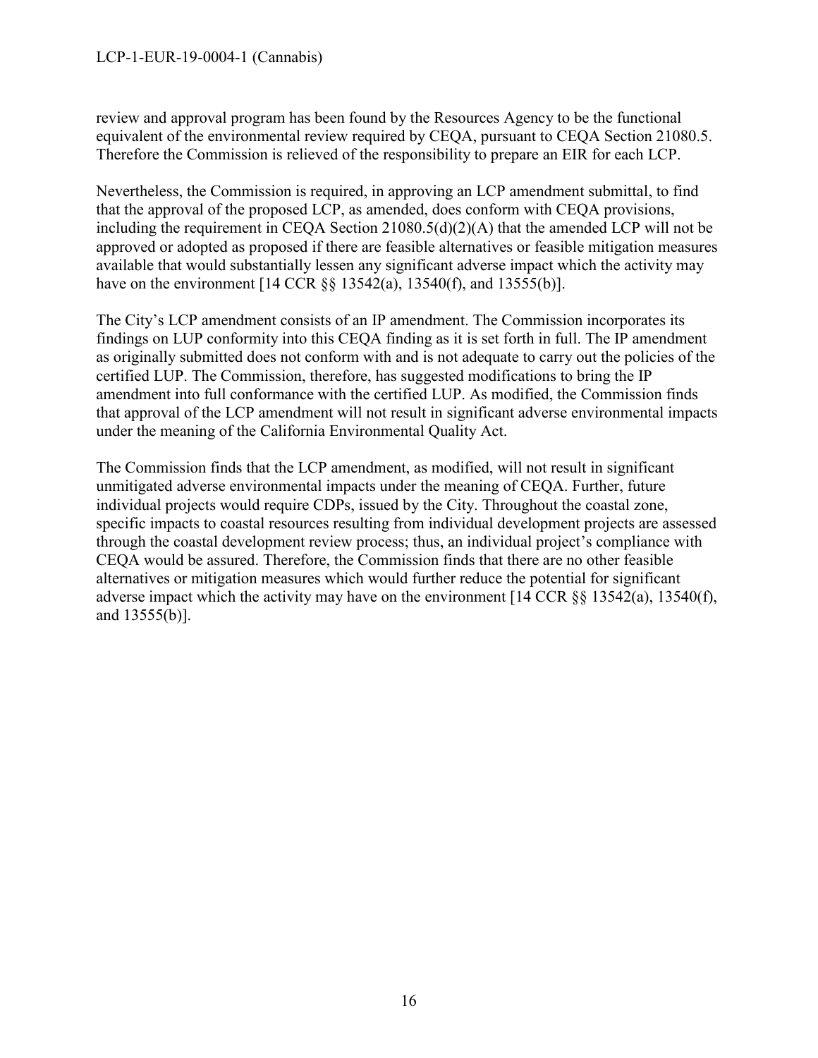review and approval program has been found by the Resources Agency to be the functional equivalent of the environmental review required by CEQA, pursuant to CEQA Section 21080.5. Therefore the Commission is relieved of the responsibility to prepare an EIR for each LCP.

Nevertheless, the Commission is required, in approving an LCP amendment submittal, to find that the approval of the proposed LCP, as amended, does conform with CEQA provisions, including the requirement in CEQA Section 21080.5(d)(2)(A) that the amended LCP will not be approved or adopted as proposed if there are feasible alternatives or feasible mitigation measures available that would substantially lessen any significant adverse impact which the activity may have on the environment [14 CCR §§ 13542(a), 13540(f), and 13555(b)].

The City's LCP amendment consists of an IP amendment. The Commission incorporates its findings on LUP conformity into this CEQA finding as it is set forth in full. The IP amendment as originally submitted does not conform with and is not adequate to carry out the policies of the certified LUP. The Commission, therefore, has suggested modifications to bring the IP amendment into full conformance with the certified LUP. As modified, the Commission finds that approval of the LCP amendment will not result in significant adverse environmental impacts under the meaning of the California Environmental Quality Act.

The Commission finds that the LCP amendment, as modified, will not result in significant unmitigated adverse environmental impacts under the meaning of CEQA. Further, future individual projects would require CDPs, issued by the City. Throughout the coastal zone, specific impacts to coastal resources resulting from individual development projects are assessed through the coastal development review process; thus, an individual project's compliance with CEQA would be assured. Therefore, the Commission finds that there are no other feasible alternatives or mitigation measures which would further reduce the potential for significant adverse impact which the activity may have on the environment [14 CCR §§ 13542(a), 13540(f), and 13555(b)].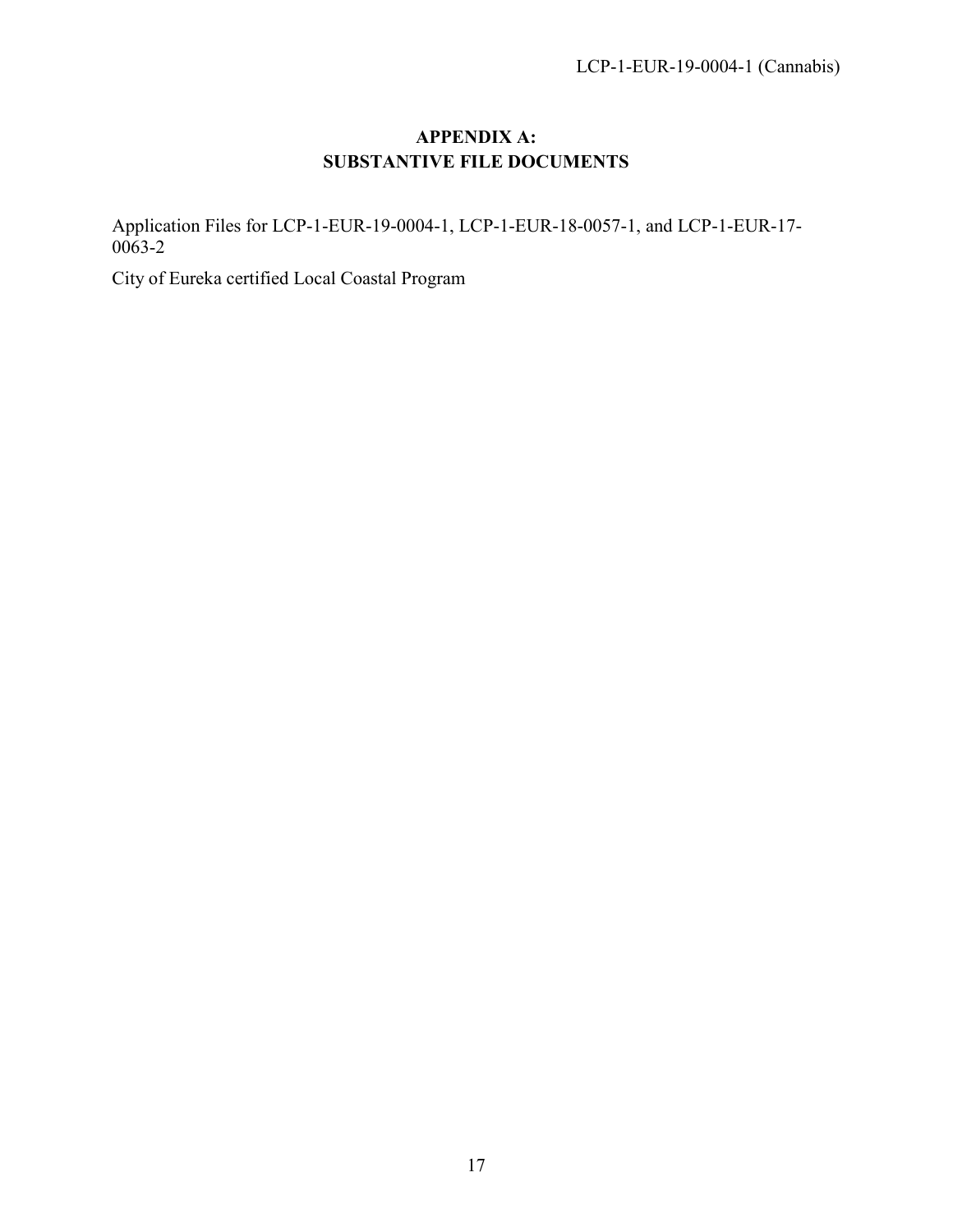# APPENDIX A: SUBSTANTIVE FILE DOCUMENTS

Application Files for LCP-1-EUR-19-0004-1, LCP-1-EUR-18-0057-1, and LCP-1-EUR-17-0063-2

City of Eureka certified Local Coastal Program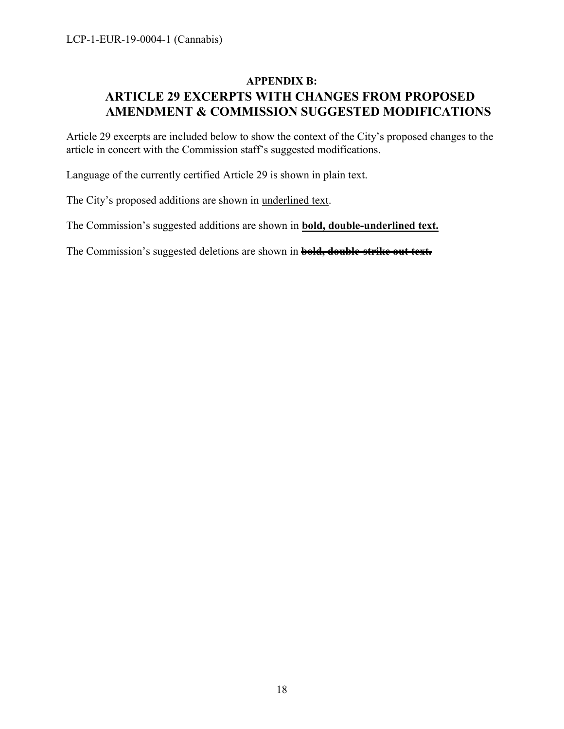## APPENDIX B:

# ARTICLE 29 EXCERPTS WITH CHANGES FROM PROPOSED AMENDMENT & COMMISSION SUGGESTED MODIFICATIONS

Article 29 excerpts are included below to show the context of the City's proposed changes to the article in concert with the Commission staff's suggested modifications.

Language of the currently certified Article 29 is shown in plain text.

The City's proposed additions are shown in <u>underlined text</u>.

The Commission's suggested additions are shown in **<u>bold, double-underlined text.</u>**

The Commission's suggested deletions are shown in **~~bold, double-strike out text.~~**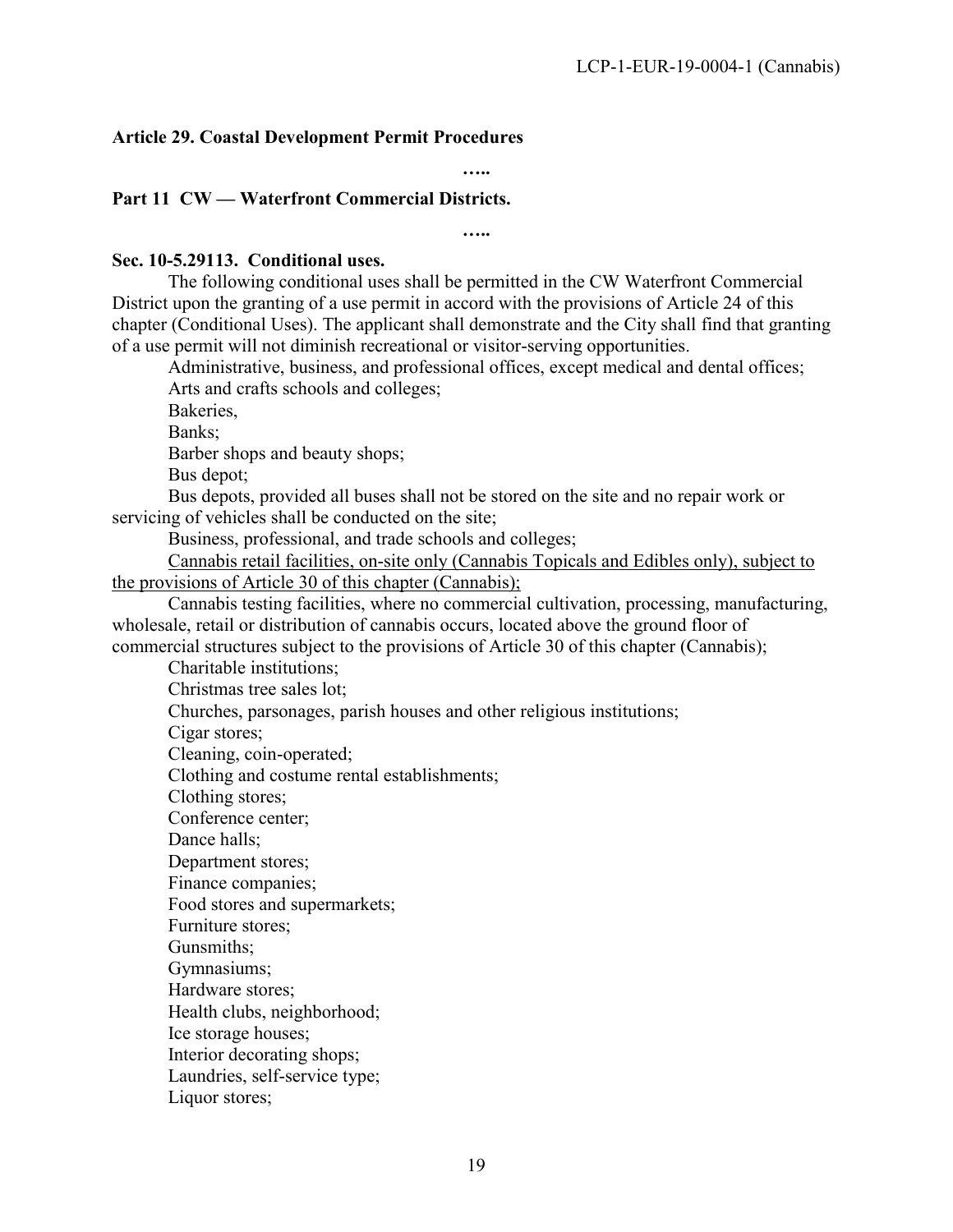**Article 29. Coastal Development Permit Procedures**

…..

**Part 11 CW — Waterfront Commercial Districts.**

…..

**Sec. 10-5.29113. Conditional uses.**

The following conditional uses shall be permitted in the CW Waterfront Commercial District upon the granting of a use permit in accord with the provisions of Article 24 of this chapter (Conditional Uses). The applicant shall demonstrate and the City shall find that granting of a use permit will not diminish recreational or visitor-serving opportunities.

Administrative, business, and professional offices, except medical and dental offices;

Arts and crafts schools and colleges;

Bakeries,

Banks;

Barber shops and beauty shops;

Bus depot;

Bus depots, provided all buses shall not be stored on the site and no repair work or servicing of vehicles shall be conducted on the site;

Business, professional, and trade schools and colleges;

<u>Cannabis retail facilities, on-site only (Cannabis Topicals and Edibles only), subject to the provisions of Article 30 of this chapter (Cannabis);</u>

Cannabis testing facilities, where no commercial cultivation, processing, manufacturing, wholesale, retail or distribution of cannabis occurs, located above the ground floor of commercial structures subject to the provisions of Article 30 of this chapter (Cannabis);

Charitable institutions;

Christmas tree sales lot;

Churches, parsonages, parish houses and other religious institutions;

Cigar stores;

Cleaning, coin-operated;

Clothing and costume rental establishments;

Clothing stores;

Conference center;

Dance halls;

Department stores;

Finance companies;

Food stores and supermarkets;

Furniture stores;

Gunsmiths;

Gymnasiums;

Hardware stores;

Health clubs, neighborhood;

Ice storage houses;

Interior decorating shops;

Laundries, self-service type;

Liquor stores;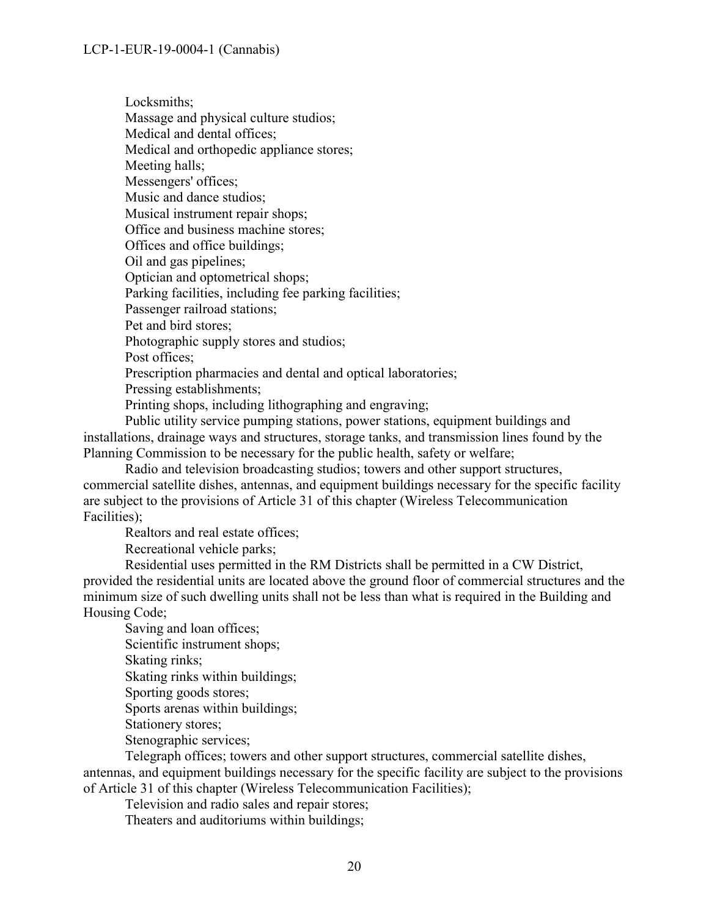Locksmiths;

Massage and physical culture studios;

Medical and dental offices;

Medical and orthopedic appliance stores;

Meeting halls;

Messengers' offices;

Music and dance studios;

Musical instrument repair shops;

Office and business machine stores;

Offices and office buildings;

Oil and gas pipelines;

Optician and optometrical shops;

Parking facilities, including fee parking facilities;

Passenger railroad stations;

Pet and bird stores;

Photographic supply stores and studios;

Post offices;

Prescription pharmacies and dental and optical laboratories;

Pressing establishments;

Printing shops, including lithographing and engraving;

Public utility service pumping stations, power stations, equipment buildings and installations, drainage ways and structures, storage tanks, and transmission lines found by the Planning Commission to be necessary for the public health, safety or welfare;

Radio and television broadcasting studios; towers and other support structures, commercial satellite dishes, antennas, and equipment buildings necessary for the specific facility are subject to the provisions of Article 31 of this chapter (Wireless Telecommunication Facilities);

Realtors and real estate offices;

Recreational vehicle parks;

Residential uses permitted in the RM Districts shall be permitted in a CW District, provided the residential units are located above the ground floor of commercial structures and the minimum size of such dwelling units shall not be less than what is required in the Building and Housing Code;

Saving and loan offices;

Scientific instrument shops;

Skating rinks;

Skating rinks within buildings;

Sporting goods stores;

Sports arenas within buildings;

Stationery stores;

Stenographic services;

Telegraph offices; towers and other support structures, commercial satellite dishes, antennas, and equipment buildings necessary for the specific facility are subject to the provisions of Article 31 of this chapter (Wireless Telecommunication Facilities);

Television and radio sales and repair stores;

Theaters and auditoriums within buildings;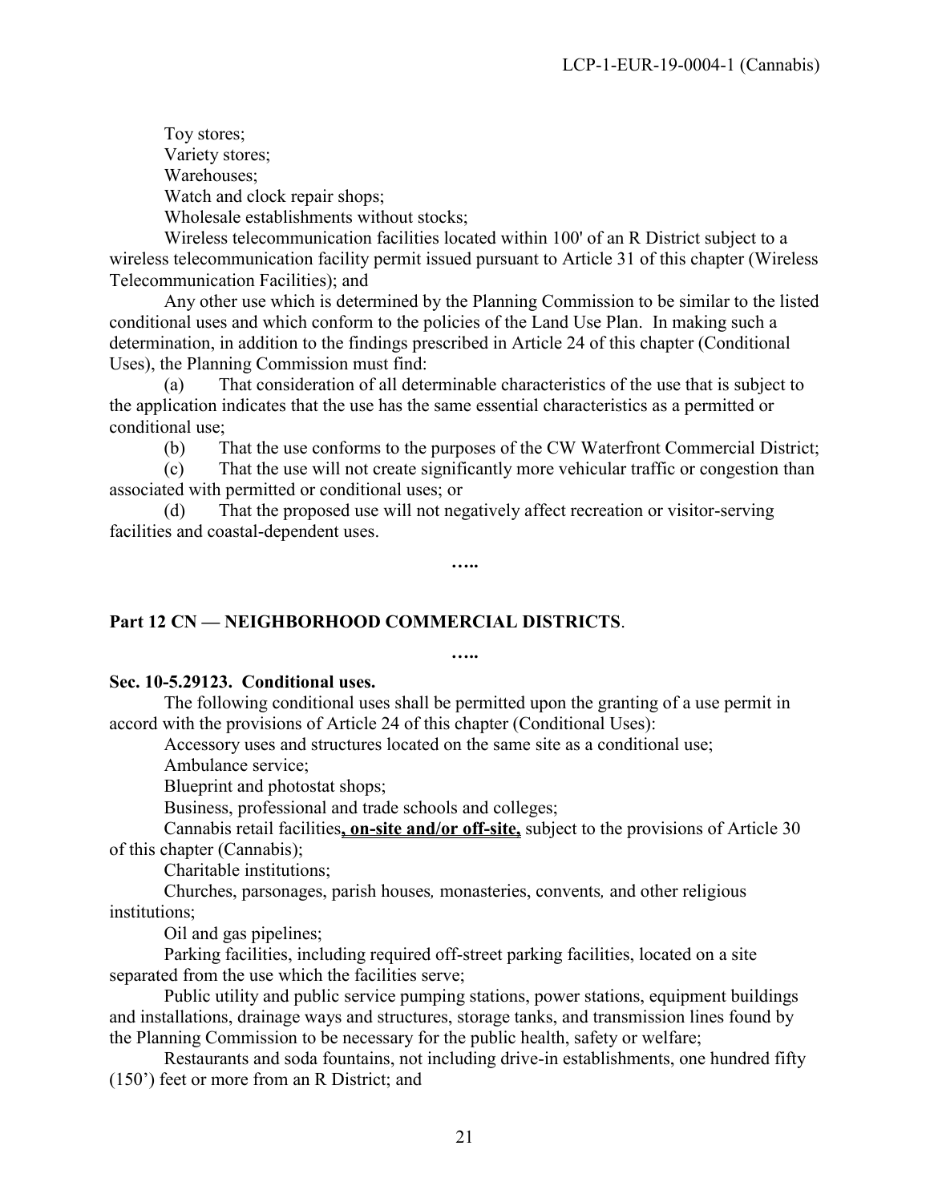Toy stores;

Variety stores;

Warehouses;

Watch and clock repair shops;

Wholesale establishments without stocks;

Wireless telecommunication facilities located within 100' of an R District subject to a wireless telecommunication facility permit issued pursuant to Article 31 of this chapter (Wireless Telecommunication Facilities); and

Any other use which is determined by the Planning Commission to be similar to the listed conditional uses and which conform to the policies of the Land Use Plan. In making such a determination, in addition to the findings prescribed in Article 24 of this chapter (Conditional Uses), the Planning Commission must find:

(a) That consideration of all determinable characteristics of the use that is subject to the application indicates that the use has the same essential characteristics as a permitted or conditional use;

(b) That the use conforms to the purposes of the CW Waterfront Commercial District;

(c) That the use will not create significantly more vehicular traffic or congestion than associated with permitted or conditional uses; or

(d) That the proposed use will not negatively affect recreation or visitor-serving facilities and coastal-dependent uses.

**…..**

**Part 12 CN — NEIGHBORHOOD COMMERCIAL DISTRICTS**.

**…..**

**Sec. 10-5.29123. Conditional uses.**

The following conditional uses shall be permitted upon the granting of a use permit in accord with the provisions of Article 24 of this chapter (Conditional Uses):

Accessory uses and structures located on the same site as a conditional use;

Ambulance service;

Blueprint and photostat shops;

Business, professional and trade schools and colleges;

Cannabis retail facilities**, on-site and/or off-site,** subject to the provisions of Article 30 of this chapter (Cannabis);

Charitable institutions;

Churches, parsonages, parish houses*,* monasteries, convents*,* and other religious institutions;

Oil and gas pipelines;

Parking facilities, including required off-street parking facilities, located on a site separated from the use which the facilities serve;

Public utility and public service pumping stations, power stations, equipment buildings and installations, drainage ways and structures, storage tanks, and transmission lines found by the Planning Commission to be necessary for the public health, safety or welfare;

Restaurants and soda fountains, not including drive-in establishments, one hundred fifty (150') feet or more from an R District; and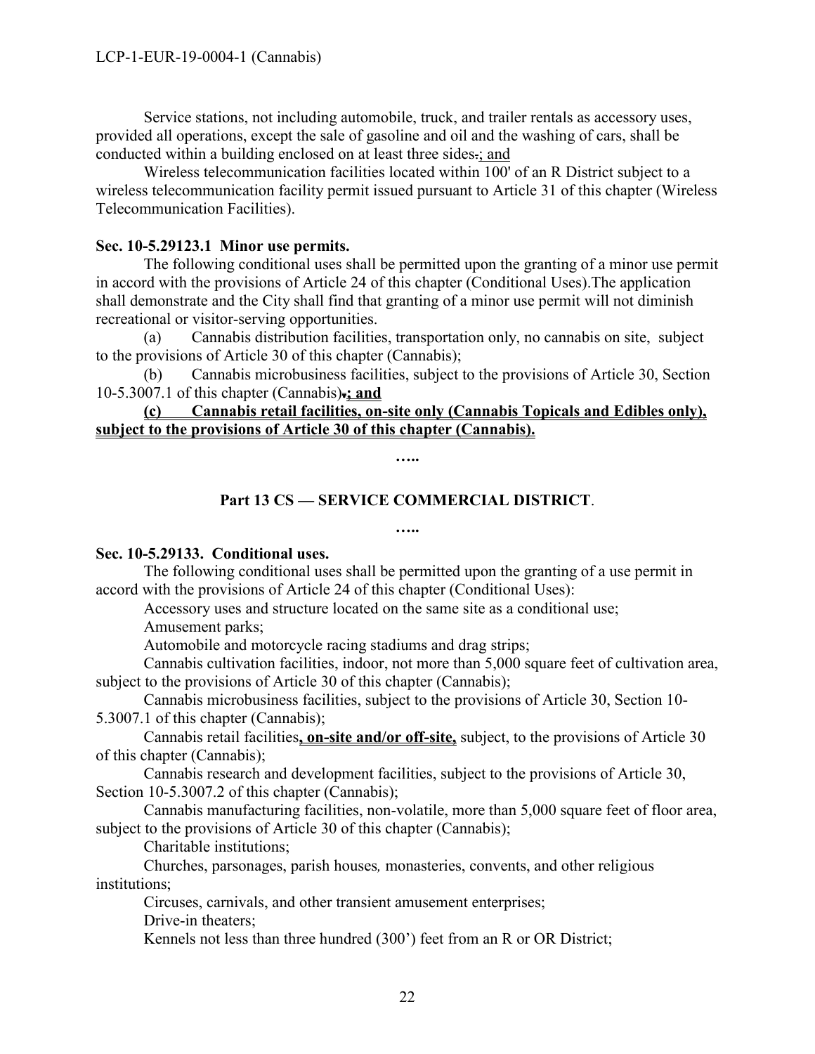Service stations, not including automobile, truck, and trailer rentals as accessory uses, provided all operations, except the sale of gasoline and oil and the washing of cars, shall be conducted within a building enclosed on at least three sides.; and

Wireless telecommunication facilities located within 100' of an R District subject to a wireless telecommunication facility permit issued pursuant to Article 31 of this chapter (Wireless Telecommunication Facilities).

**Sec. 10-5.29123.1 Minor use permits.**

The following conditional uses shall be permitted upon the granting of a minor use permit in accord with the provisions of Article 24 of this chapter (Conditional Uses).The application shall demonstrate and the City shall find that granting of a minor use permit will not diminish recreational or visitor-serving opportunities.

(a) Cannabis distribution facilities, transportation only, no cannabis on site, subject to the provisions of Article 30 of this chapter (Cannabis);

(b) Cannabis microbusiness facilities, subject to the provisions of Article 30, Section 10-5.3007.1 of this chapter (Cannabis).**; and**

**(c) Cannabis retail facilities, on-site only (Cannabis Topicals and Edibles only), subject to the provisions of Article 30 of this chapter (Cannabis).**

**…..**

**Part 13 CS — SERVICE COMMERCIAL DISTRICT**.

**…..**

**Sec. 10-5.29133. Conditional uses.**

The following conditional uses shall be permitted upon the granting of a use permit in accord with the provisions of Article 24 of this chapter (Conditional Uses):

Accessory uses and structure located on the same site as a conditional use;

Amusement parks;

Automobile and motorcycle racing stadiums and drag strips;

Cannabis cultivation facilities, indoor, not more than 5,000 square feet of cultivation area, subject to the provisions of Article 30 of this chapter (Cannabis);

Cannabis microbusiness facilities, subject to the provisions of Article 30, Section 10-5.3007.1 of this chapter (Cannabis);

Cannabis retail facilities**, on-site and/or off-site,** subject, to the provisions of Article 30 of this chapter (Cannabis);

Cannabis research and development facilities, subject to the provisions of Article 30, Section 10-5.3007.2 of this chapter (Cannabis);

Cannabis manufacturing facilities, non-volatile, more than 5,000 square feet of floor area, subject to the provisions of Article 30 of this chapter (Cannabis);

Charitable institutions;

Churches, parsonages, parish houses, monasteries, convents, and other religious institutions;

Circuses, carnivals, and other transient amusement enterprises;

Drive-in theaters;

Kennels not less than three hundred (300') feet from an R or OR District;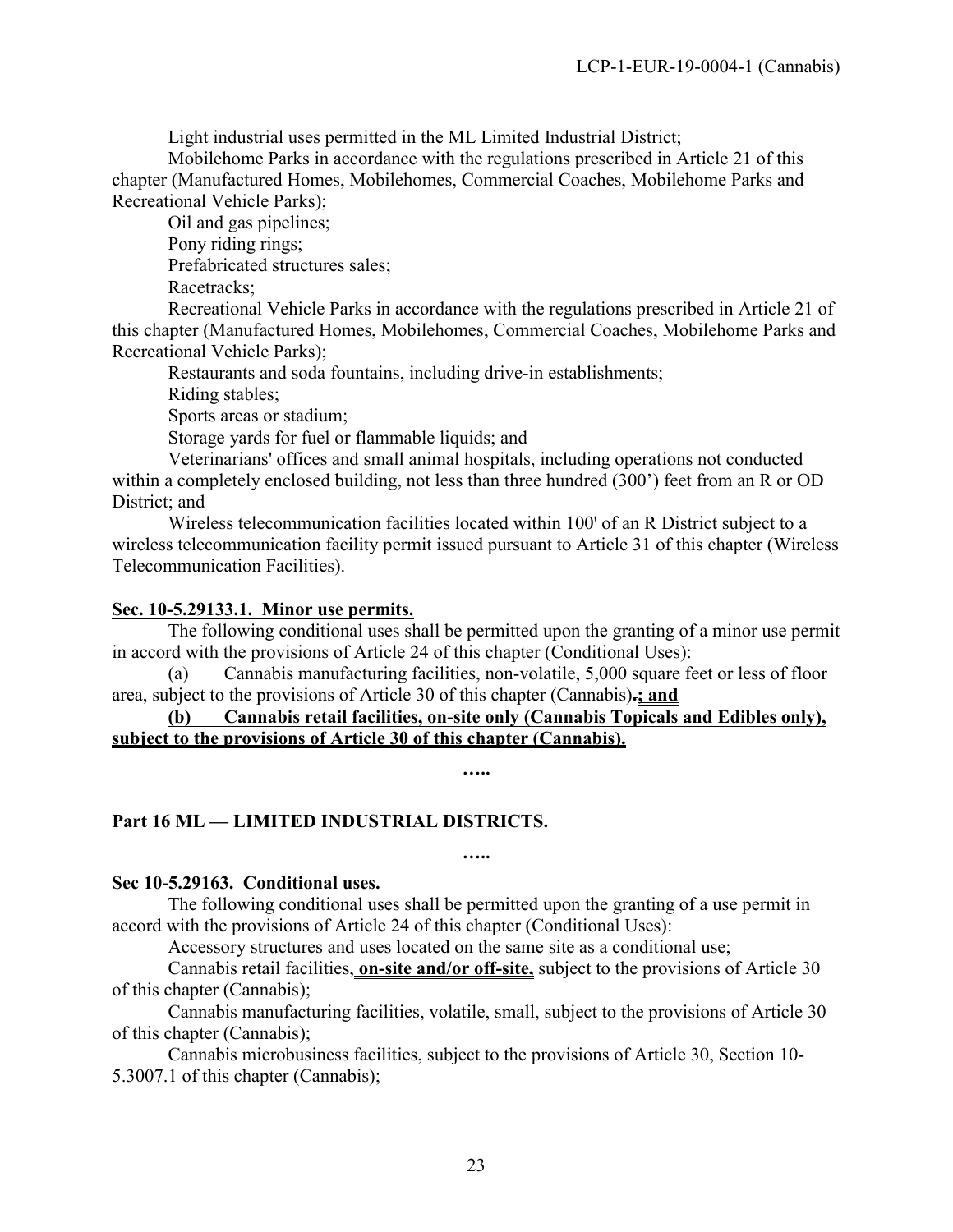Light industrial uses permitted in the ML Limited Industrial District;

Mobilehome Parks in accordance with the regulations prescribed in Article 21 of this chapter (Manufactured Homes, Mobilehomes, Commercial Coaches, Mobilehome Parks and Recreational Vehicle Parks);

Oil and gas pipelines;

Pony riding rings;

Prefabricated structures sales;

Racetracks;

Recreational Vehicle Parks in accordance with the regulations prescribed in Article 21 of this chapter (Manufactured Homes, Mobilehomes, Commercial Coaches, Mobilehome Parks and Recreational Vehicle Parks);

Restaurants and soda fountains, including drive-in establishments;

Riding stables;

Sports areas or stadium;

Storage yards for fuel or flammable liquids; and

Veterinarians' offices and small animal hospitals, including operations not conducted within a completely enclosed building, not less than three hundred (300') feet from an R or OD District; and

Wireless telecommunication facilities located within 100' of an R District subject to a wireless telecommunication facility permit issued pursuant to Article 31 of this chapter (Wireless Telecommunication Facilities).

**Sec. 10-5.29133.1. Minor use permits.**

The following conditional uses shall be permitted upon the granting of a minor use permit in accord with the provisions of Article 24 of this chapter (Conditional Uses):

(a) Cannabis manufacturing facilities, non-volatile, 5,000 square feet or less of floor area, subject to the provisions of Article 30 of this chapter (Cannabis)~~.~~**; and**

**(b) Cannabis retail facilities, on-site only (Cannabis Topicals and Edibles only), subject to the provisions of Article 30 of this chapter (Cannabis).**

**…..**

**Part 16 ML — LIMITED INDUSTRIAL DISTRICTS.**

**…..**

**Sec 10-5.29163. Conditional uses.**

The following conditional uses shall be permitted upon the granting of a use permit in accord with the provisions of Article 24 of this chapter (Conditional Uses):

Accessory structures and uses located on the same site as a conditional use;

Cannabis retail facilities, **on-site and/or off-site,** subject to the provisions of Article 30 of this chapter (Cannabis);

Cannabis manufacturing facilities, volatile, small, subject to the provisions of Article 30 of this chapter (Cannabis);

Cannabis microbusiness facilities, subject to the provisions of Article 30, Section 10-5.3007.1 of this chapter (Cannabis);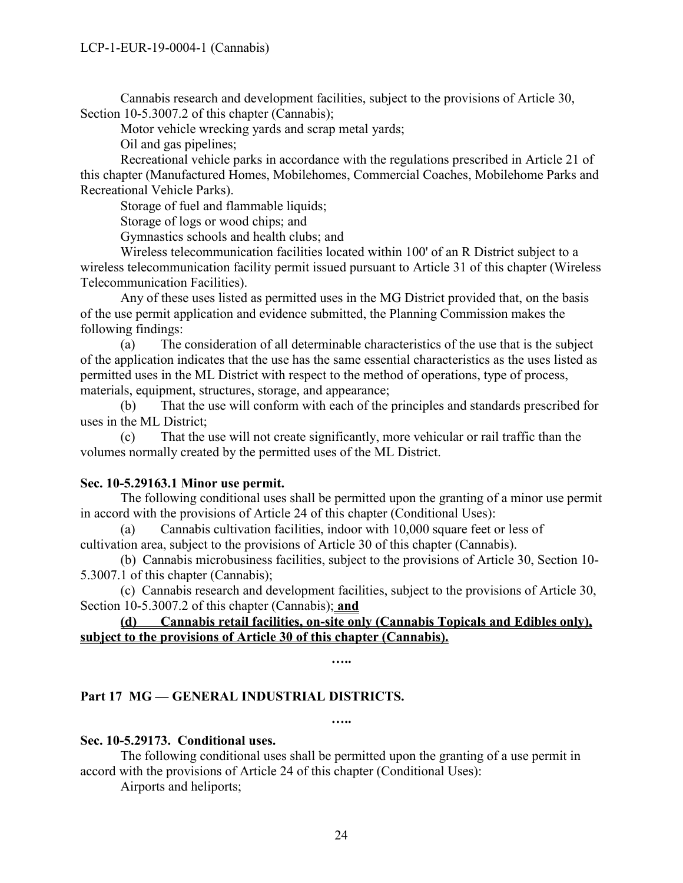Cannabis research and development facilities, subject to the provisions of Article 30, Section 10-5.3007.2 of this chapter (Cannabis);

Motor vehicle wrecking yards and scrap metal yards;

Oil and gas pipelines;

Recreational vehicle parks in accordance with the regulations prescribed in Article 21 of this chapter (Manufactured Homes, Mobilehomes, Commercial Coaches, Mobilehome Parks and Recreational Vehicle Parks).

Storage of fuel and flammable liquids;

Storage of logs or wood chips; and

Gymnastics schools and health clubs; and

Wireless telecommunication facilities located within 100' of an R District subject to a wireless telecommunication facility permit issued pursuant to Article 31 of this chapter (Wireless Telecommunication Facilities).

Any of these uses listed as permitted uses in the MG District provided that, on the basis of the use permit application and evidence submitted, the Planning Commission makes the following findings:

(a) The consideration of all determinable characteristics of the use that is the subject of the application indicates that the use has the same essential characteristics as the uses listed as permitted uses in the ML District with respect to the method of operations, type of process, materials, equipment, structures, storage, and appearance;

(b) That the use will conform with each of the principles and standards prescribed for uses in the ML District;

(c) That the use will not create significantly, more vehicular or rail traffic than the volumes normally created by the permitted uses of the ML District.

**Sec. 10-5.29163.1 Minor use permit.**

The following conditional uses shall be permitted upon the granting of a minor use permit in accord with the provisions of Article 24 of this chapter (Conditional Uses):

(a) Cannabis cultivation facilities, indoor with 10,000 square feet or less of cultivation area, subject to the provisions of Article 30 of this chapter (Cannabis).

(b) Cannabis microbusiness facilities, subject to the provisions of Article 30, Section 10-5.3007.1 of this chapter (Cannabis);

(c) Cannabis research and development facilities, subject to the provisions of Article 30, Section 10-5.3007.2 of this chapter (Cannabis); **and**

**(d) Cannabis retail facilities, on-site only (Cannabis Topicals and Edibles only), subject to the provisions of Article 30 of this chapter (Cannabis).**

**…..**

**Part 17 MG — GENERAL INDUSTRIAL DISTRICTS.**

**…..**

**Sec. 10-5.29173. Conditional uses.**

The following conditional uses shall be permitted upon the granting of a use permit in accord with the provisions of Article 24 of this chapter (Conditional Uses):

Airports and heliports;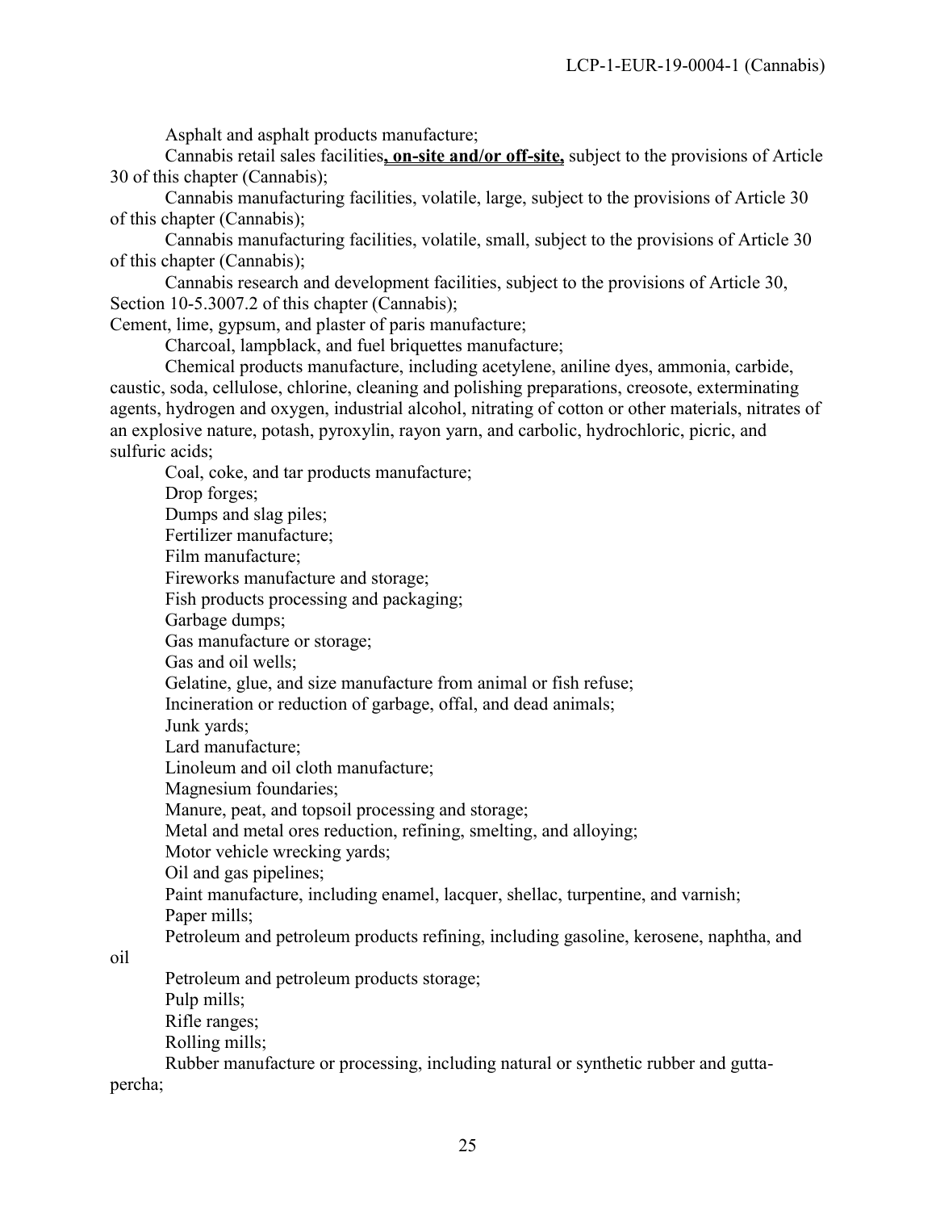Asphalt and asphalt products manufacture;

Cannabis retail sales facilities**, on-site and/or off-site,** subject to the provisions of Article 30 of this chapter (Cannabis);

Cannabis manufacturing facilities, volatile, large, subject to the provisions of Article 30 of this chapter (Cannabis);

Cannabis manufacturing facilities, volatile, small, subject to the provisions of Article 30 of this chapter (Cannabis);

Cannabis research and development facilities, subject to the provisions of Article 30, Section 10-5.3007.2 of this chapter (Cannabis);

Cement, lime, gypsum, and plaster of paris manufacture;

Charcoal, lampblack, and fuel briquettes manufacture;

Chemical products manufacture, including acetylene, aniline dyes, ammonia, carbide, caustic, soda, cellulose, chlorine, cleaning and polishing preparations, creosote, exterminating agents, hydrogen and oxygen, industrial alcohol, nitrating of cotton or other materials, nitrates of an explosive nature, potash, pyroxylin, rayon yarn, and carbolic, hydrochloric, picric, and sulfuric acids;

Coal, coke, and tar products manufacture;

Drop forges;

Dumps and slag piles;

Fertilizer manufacture;

Film manufacture;

Fireworks manufacture and storage;

Fish products processing and packaging;

Garbage dumps;

Gas manufacture or storage;

Gas and oil wells;

Gelatine, glue, and size manufacture from animal or fish refuse;

Incineration or reduction of garbage, offal, and dead animals;

Junk yards;

Lard manufacture;

Linoleum and oil cloth manufacture;

Magnesium foundaries;

Manure, peat, and topsoil processing and storage;

Metal and metal ores reduction, refining, smelting, and alloying;

Motor vehicle wrecking yards;

Oil and gas pipelines;

Paint manufacture, including enamel, lacquer, shellac, turpentine, and varnish;

Paper mills;

Petroleum and petroleum products refining, including gasoline, kerosene, naphtha, and oil

Petroleum and petroleum products storage;

Pulp mills;

Rifle ranges;

Rolling mills;

Rubber manufacture or processing, including natural or synthetic rubber and gutta-percha;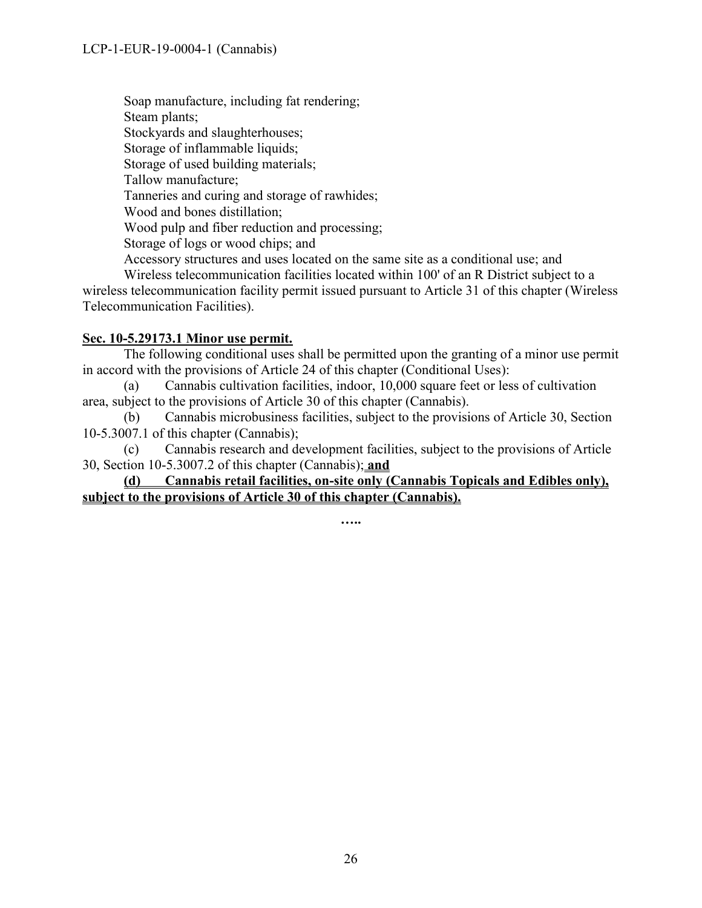Soap manufacture, including fat rendering;
Steam plants;
Stockyards and slaughterhouses;
Storage of inflammable liquids;
Storage of used building materials;
Tallow manufacture;
Tanneries and curing and storage of rawhides;
Wood and bones distillation;
Wood pulp and fiber reduction and processing;
Storage of logs or wood chips; and
Accessory structures and uses located on the same site as a conditional use; and
Wireless telecommunication facilities located within 100' of an R District subject to a wireless telecommunication facility permit issued pursuant to Article 31 of this chapter (Wireless Telecommunication Facilities).

**Sec. 10-5.29173.1 Minor use permit.**

The following conditional uses shall be permitted upon the granting of a minor use permit in accord with the provisions of Article 24 of this chapter (Conditional Uses):

(a) Cannabis cultivation facilities, indoor, 10,000 square feet or less of cultivation area, subject to the provisions of Article 30 of this chapter (Cannabis).

(b) Cannabis microbusiness facilities, subject to the provisions of Article 30, Section 10-5.3007.1 of this chapter (Cannabis);

(c) Cannabis research and development facilities, subject to the provisions of Article 30, Section 10-5.3007.2 of this chapter (Cannabis); **and**

**(d) Cannabis retail facilities, on-site only (Cannabis Topicals and Edibles only), subject to the provisions of Article 30 of this chapter (Cannabis).**

**…..**